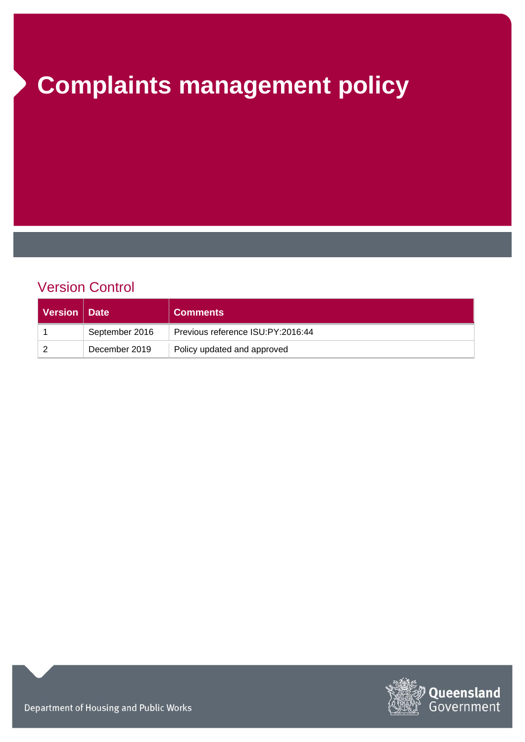# Complaints management policy

## Version Control

| Version | Date | Comments |
| --- | --- | --- |
| 1 | September 2016 | Previous reference ISU:PY:2016:44 |
| 2 | December 2019 | Policy updated and approved |

Department of Housing and Public Works

Queensland Government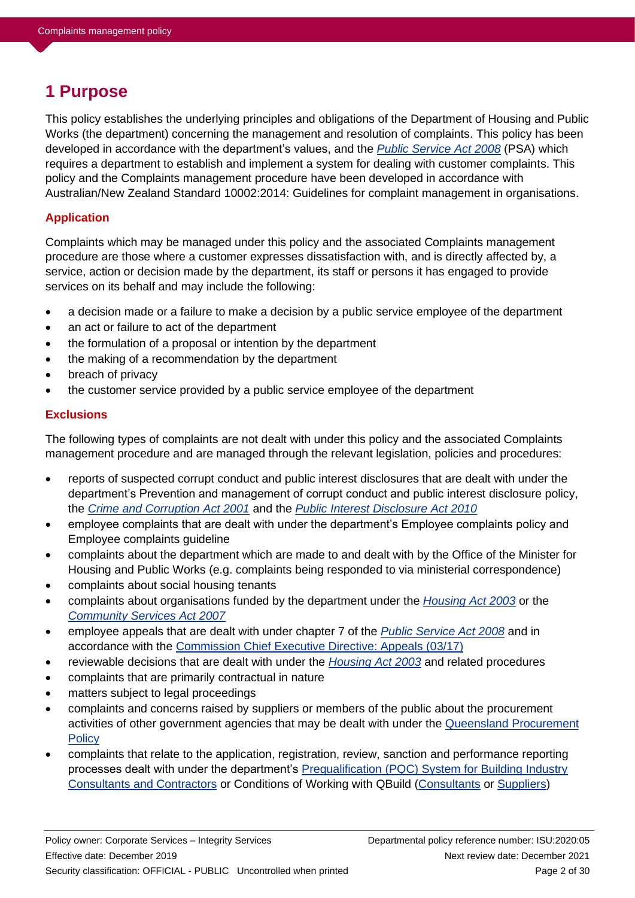# 1 Purpose

This policy establishes the underlying principles and obligations of the Department of Housing and Public Works (the department) concerning the management and resolution of complaints. This policy has been developed in accordance with the department's values, and the *Public Service Act 2008* (PSA) which requires a department to establish and implement a system for dealing with customer complaints. This policy and the Complaints management procedure have been developed in accordance with Australian/New Zealand Standard 10002:2014: Guidelines for complaint management in organisations.

### Application

Complaints which may be managed under this policy and the associated Complaints management procedure are those where a customer expresses dissatisfaction with, and is directly affected by, a service, action or decision made by the department, its staff or persons it has engaged to provide services on its behalf and may include the following:

- a decision made or a failure to make a decision by a public service employee of the department
- an act or failure to act of the department
- the formulation of a proposal or intention by the department
- the making of a recommendation by the department
- breach of privacy
- the customer service provided by a public service employee of the department

### Exclusions

The following types of complaints are not dealt with under this policy and the associated Complaints management procedure and are managed through the relevant legislation, policies and procedures:

- reports of suspected corrupt conduct and public interest disclosures that are dealt with under the department's Prevention and management of corrupt conduct and public interest disclosure policy, the *Crime and Corruption Act 2001* and the *Public Interest Disclosure Act 2010*
- employee complaints that are dealt with under the department's Employee complaints policy and Employee complaints guideline
- complaints about the department which are made to and dealt with by the Office of the Minister for Housing and Public Works (e.g. complaints being responded to via ministerial correspondence)
- complaints about social housing tenants
- complaints about organisations funded by the department under the *Housing Act 2003* or the *Community Services Act 2007*
- employee appeals that are dealt with under chapter 7 of the *Public Service Act 2008* and in accordance with the Commission Chief Executive Directive: Appeals (03/17)
- reviewable decisions that are dealt with under the *Housing Act 2003* and related procedures
- complaints that are primarily contractual in nature
- matters subject to legal proceedings
- complaints and concerns raised by suppliers or members of the public about the procurement activities of other government agencies that may be dealt with under the Queensland Procurement Policy
- complaints that relate to the application, registration, review, sanction and performance reporting processes dealt with under the department's Prequalification (PQC) System for Building Industry Consultants and Contractors or Conditions of Working with QBuild (Consultants or Suppliers)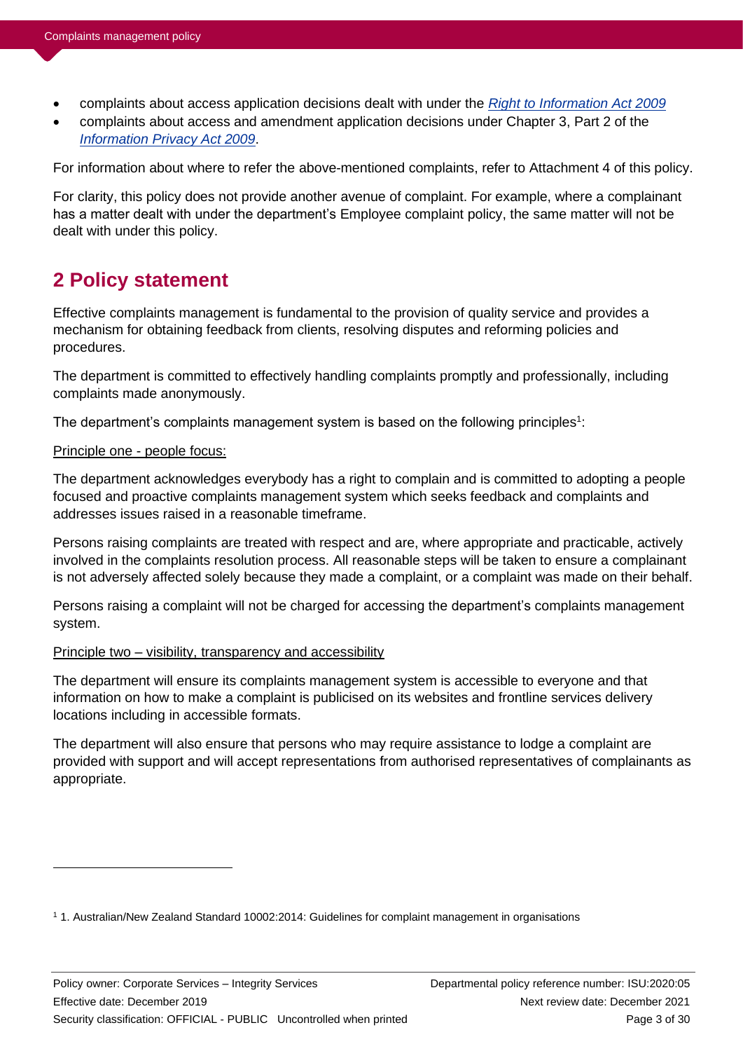- complaints about access application decisions dealt with under the *Right to Information Act 2009*
- complaints about access and amendment application decisions under Chapter 3, Part 2 of the *Information Privacy Act 2009*.

For information about where to refer the above-mentioned complaints, refer to Attachment 4 of this policy.

For clarity, this policy does not provide another avenue of complaint. For example, where a complainant has a matter dealt with under the department's Employee complaint policy, the same matter will not be dealt with under this policy.

## 2 Policy statement

Effective complaints management is fundamental to the provision of quality service and provides a mechanism for obtaining feedback from clients, resolving disputes and reforming policies and procedures.

The department is committed to effectively handling complaints promptly and professionally, including complaints made anonymously.

The department's complaints management system is based on the following principles[1]:

Principle one - people focus:

The department acknowledges everybody has a right to complain and is committed to adopting a people focused and proactive complaints management system which seeks feedback and complaints and addresses issues raised in a reasonable timeframe.

Persons raising complaints are treated with respect and are, where appropriate and practicable, actively involved in the complaints resolution process. All reasonable steps will be taken to ensure a complainant is not adversely affected solely because they made a complaint, or a complaint was made on their behalf.

Persons raising a complaint will not be charged for accessing the department's complaints management system.

Principle two – visibility, transparency and accessibility

The department will ensure its complaints management system is accessible to everyone and that information on how to make a complaint is publicised on its websites and frontline services delivery locations including in accessible formats.

The department will also ensure that persons who may require assistance to lodge a complaint are provided with support and will accept representations from authorised representatives of complainants as appropriate.

---

[1] 1. Australian/New Zealand Standard 10002:2014: Guidelines for complaint management in organisations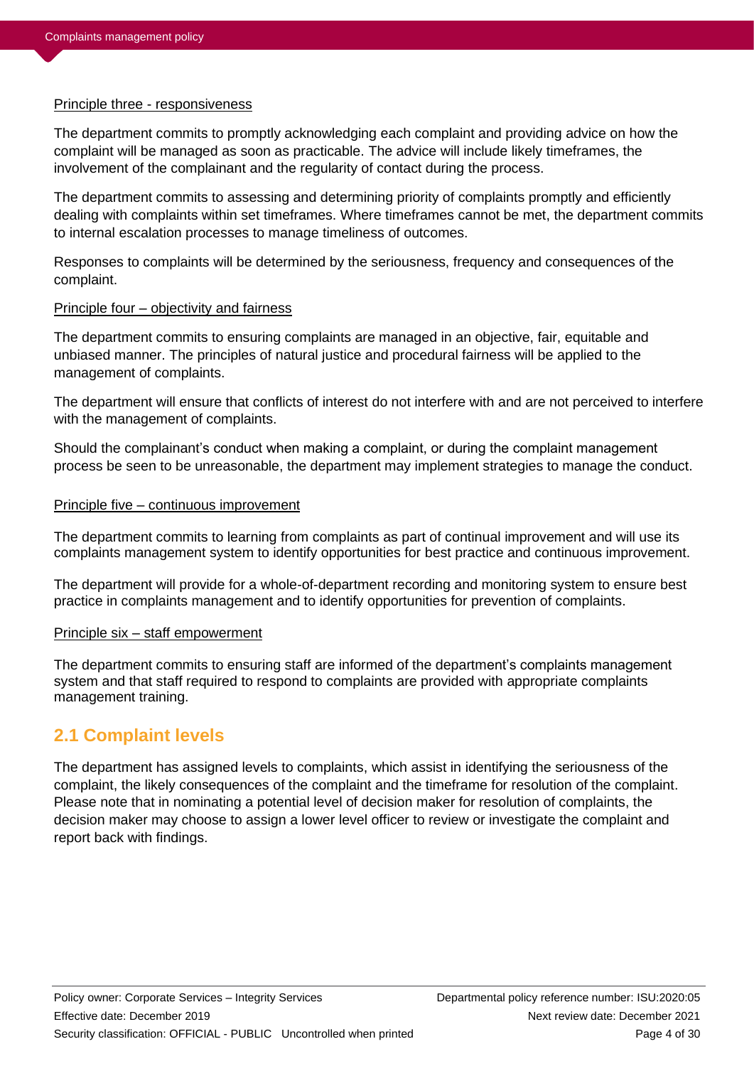Principle three - responsiveness

The department commits to promptly acknowledging each complaint and providing advice on how the complaint will be managed as soon as practicable. The advice will include likely timeframes, the involvement of the complainant and the regularity of contact during the process.

The department commits to assessing and determining priority of complaints promptly and efficiently dealing with complaints within set timeframes. Where timeframes cannot be met, the department commits to internal escalation processes to manage timeliness of outcomes.

Responses to complaints will be determined by the seriousness, frequency and consequences of the complaint.

Principle four – objectivity and fairness

The department commits to ensuring complaints are managed in an objective, fair, equitable and unbiased manner. The principles of natural justice and procedural fairness will be applied to the management of complaints.

The department will ensure that conflicts of interest do not interfere with and are not perceived to interfere with the management of complaints.

Should the complainant's conduct when making a complaint, or during the complaint management process be seen to be unreasonable, the department may implement strategies to manage the conduct.

Principle five – continuous improvement

The department commits to learning from complaints as part of continual improvement and will use its complaints management system to identify opportunities for best practice and continuous improvement.

The department will provide for a whole-of-department recording and monitoring system to ensure best practice in complaints management and to identify opportunities for prevention of complaints.

Principle six – staff empowerment

The department commits to ensuring staff are informed of the department's complaints management system and that staff required to respond to complaints are provided with appropriate complaints management training.

## 2.1 Complaint levels

The department has assigned levels to complaints, which assist in identifying the seriousness of the complaint, the likely consequences of the complaint and the timeframe for resolution of the complaint. Please note that in nominating a potential level of decision maker for resolution of complaints, the decision maker may choose to assign a lower level officer to review or investigate the complaint and report back with findings.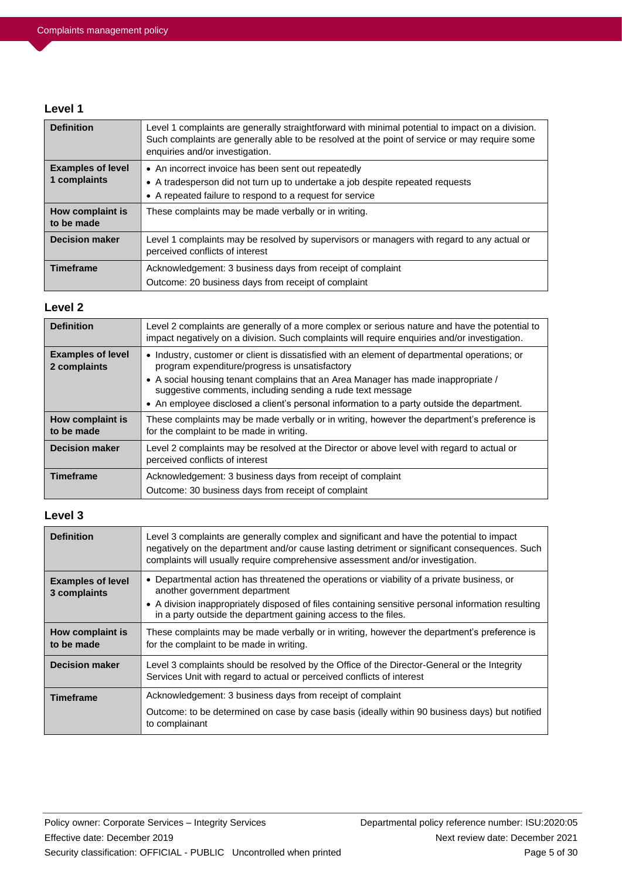## Level 1

| | |
|---|---|
| **Definition** | Level 1 complaints are generally straightforward with minimal potential to impact on a division. Such complaints are generally able to be resolved at the point of service or may require some enquiries and/or investigation. |
| **Examples of level 1 complaints** | • An incorrect invoice has been sent out repeatedly<br>• A tradesperson did not turn up to undertake a job despite repeated requests<br>• A repeated failure to respond to a request for service |
| **How complaint is to be made** | These complaints may be made verbally or in writing. |
| **Decision maker** | Level 1 complaints may be resolved by supervisors or managers with regard to any actual or perceived conflicts of interest |
| **Timeframe** | Acknowledgement: 3 business days from receipt of complaint<br>Outcome: 20 business days from receipt of complaint |

## Level 2

| | |
|---|---|
| **Definition** | Level 2 complaints are generally of a more complex or serious nature and have the potential to impact negatively on a division. Such complaints will require enquiries and/or investigation. |
| **Examples of level 2 complaints** | • Industry, customer or client is dissatisfied with an element of departmental operations; or program expenditure/progress is unsatisfactory<br>• A social housing tenant complains that an Area Manager has made inappropriate / suggestive comments, including sending a rude text message<br>• An employee disclosed a client's personal information to a party outside the department. |
| **How complaint is to be made** | These complaints may be made verbally or in writing, however the department's preference is for the complaint to be made in writing. |
| **Decision maker** | Level 2 complaints may be resolved at the Director or above level with regard to actual or perceived conflicts of interest |
| **Timeframe** | Acknowledgement: 3 business days from receipt of complaint<br>Outcome: 30 business days from receipt of complaint |

## Level 3

| | |
|---|---|
| **Definition** | Level 3 complaints are generally complex and significant and have the potential to impact negatively on the department and/or cause lasting detriment or significant consequences. Such complaints will usually require comprehensive assessment and/or investigation. |
| **Examples of level 3 complaints** | • Departmental action has threatened the operations or viability of a private business, or another government department<br>• A division inappropriately disposed of files containing sensitive personal information resulting in a party outside the department gaining access to the files. |
| **How complaint is to be made** | These complaints may be made verbally or in writing, however the department's preference is for the complaint to be made in writing. |
| **Decision maker** | Level 3 complaints should be resolved by the Office of the Director-General or the Integrity Services Unit with regard to actual or perceived conflicts of interest |
| **Timeframe** | Acknowledgement: 3 business days from receipt of complaint<br>Outcome: to be determined on case by case basis (ideally within 90 business days) but notified to complainant |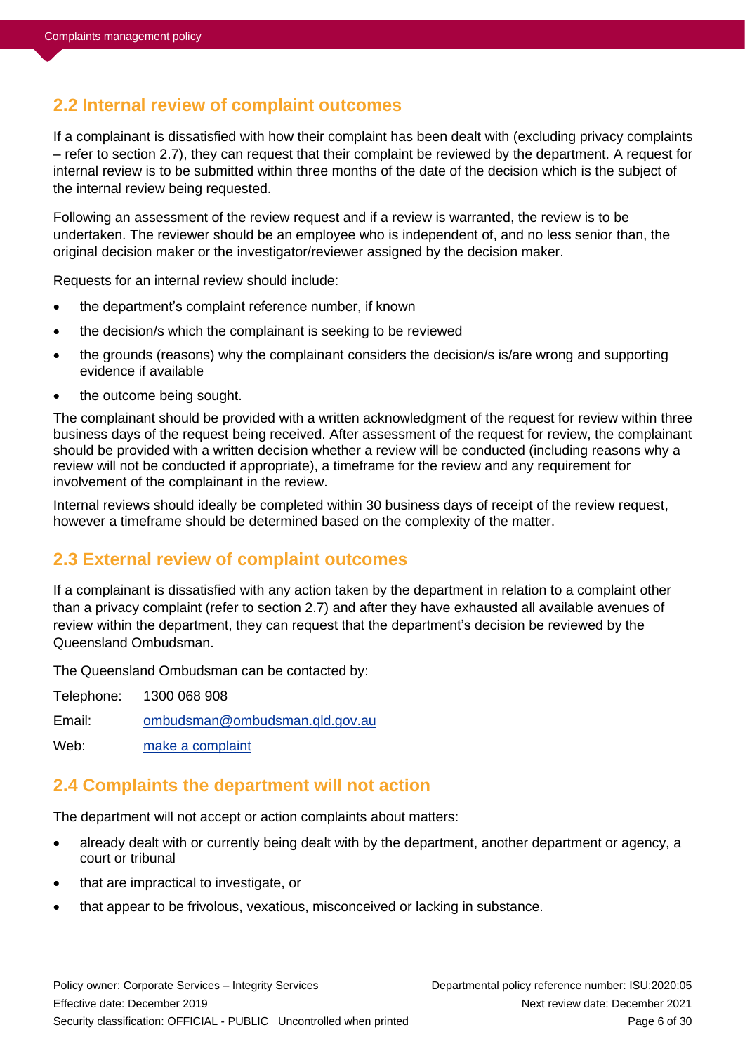## 2.2 Internal review of complaint outcomes

If a complainant is dissatisfied with how their complaint has been dealt with (excluding privacy complaints – refer to section 2.7), they can request that their complaint be reviewed by the department. A request for internal review is to be submitted within three months of the date of the decision which is the subject of the internal review being requested.

Following an assessment of the review request and if a review is warranted, the review is to be undertaken. The reviewer should be an employee who is independent of, and no less senior than, the original decision maker or the investigator/reviewer assigned by the decision maker.

Requests for an internal review should include:

- the department's complaint reference number, if known
- the decision/s which the complainant is seeking to be reviewed
- the grounds (reasons) why the complainant considers the decision/s is/are wrong and supporting evidence if available
- the outcome being sought.

The complainant should be provided with a written acknowledgment of the request for review within three business days of the request being received. After assessment of the request for review, the complainant should be provided with a written decision whether a review will be conducted (including reasons why a review will not be conducted if appropriate), a timeframe for the review and any requirement for involvement of the complainant in the review.

Internal reviews should ideally be completed within 30 business days of receipt of the review request, however a timeframe should be determined based on the complexity of the matter.

## 2.3 External review of complaint outcomes

If a complainant is dissatisfied with any action taken by the department in relation to a complaint other than a privacy complaint (refer to section 2.7) and after they have exhausted all available avenues of review within the department, they can request that the department's decision be reviewed by the Queensland Ombudsman.

The Queensland Ombudsman can be contacted by:

Telephone: 1300 068 908

Email: ombudsman@ombudsman.qld.gov.au

Web: make a complaint

## 2.4 Complaints the department will not action

The department will not accept or action complaints about matters:

- already dealt with or currently being dealt with by the department, another department or agency, a court or tribunal
- that are impractical to investigate, or
- that appear to be frivolous, vexatious, misconceived or lacking in substance.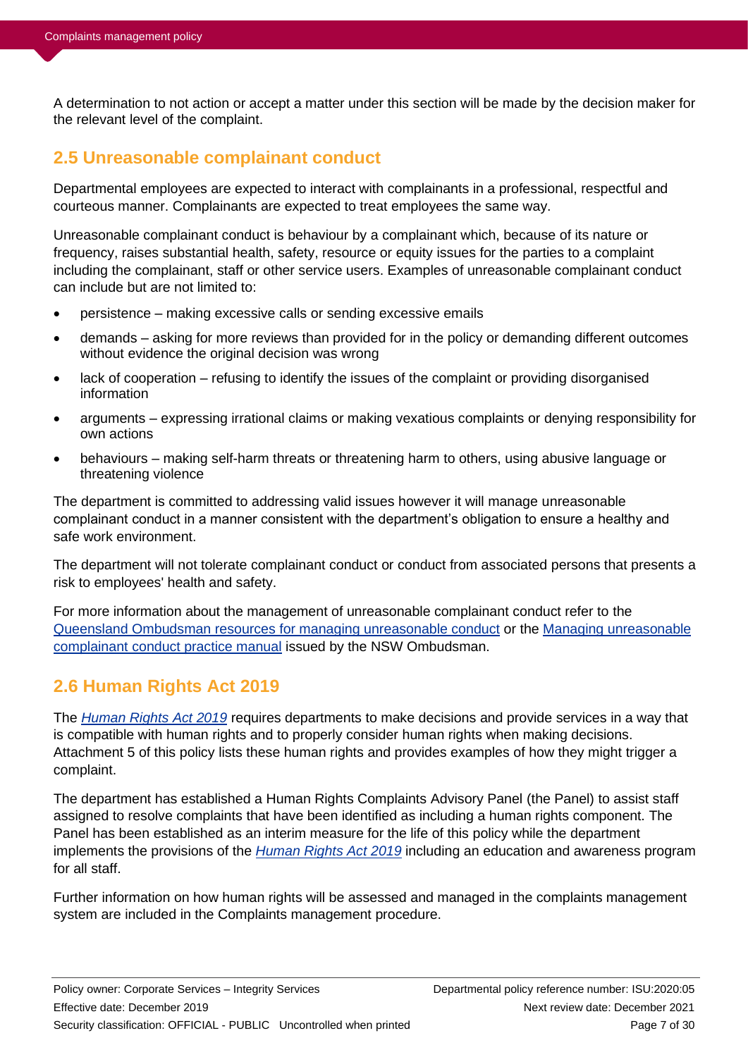A determination to not action or accept a matter under this section will be made by the decision maker for the relevant level of the complaint.

## 2.5 Unreasonable complainant conduct

Departmental employees are expected to interact with complainants in a professional, respectful and courteous manner. Complainants are expected to treat employees the same way.

Unreasonable complainant conduct is behaviour by a complainant which, because of its nature or frequency, raises substantial health, safety, resource or equity issues for the parties to a complaint including the complainant, staff or other service users. Examples of unreasonable complainant conduct can include but are not limited to:

- persistence – making excessive calls or sending excessive emails
- demands – asking for more reviews than provided for in the policy or demanding different outcomes without evidence the original decision was wrong
- lack of cooperation – refusing to identify the issues of the complaint or providing disorganised information
- arguments – expressing irrational claims or making vexatious complaints or denying responsibility for own actions
- behaviours – making self-harm threats or threatening harm to others, using abusive language or threatening violence

The department is committed to addressing valid issues however it will manage unreasonable complainant conduct in a manner consistent with the department's obligation to ensure a healthy and safe work environment.

The department will not tolerate complainant conduct or conduct from associated persons that presents a risk to employees' health and safety.

For more information about the management of unreasonable complainant conduct refer to the Queensland Ombudsman resources for managing unreasonable conduct or the Managing unreasonable complainant conduct practice manual issued by the NSW Ombudsman.

## 2.6 Human Rights Act 2019

The *Human Rights Act 2019* requires departments to make decisions and provide services in a way that is compatible with human rights and to properly consider human rights when making decisions. Attachment 5 of this policy lists these human rights and provides examples of how they might trigger a complaint.

The department has established a Human Rights Complaints Advisory Panel (the Panel) to assist staff assigned to resolve complaints that have been identified as including a human rights component. The Panel has been established as an interim measure for the life of this policy while the department implements the provisions of the *Human Rights Act 2019* including an education and awareness program for all staff.

Further information on how human rights will be assessed and managed in the complaints management system are included in the Complaints management procedure.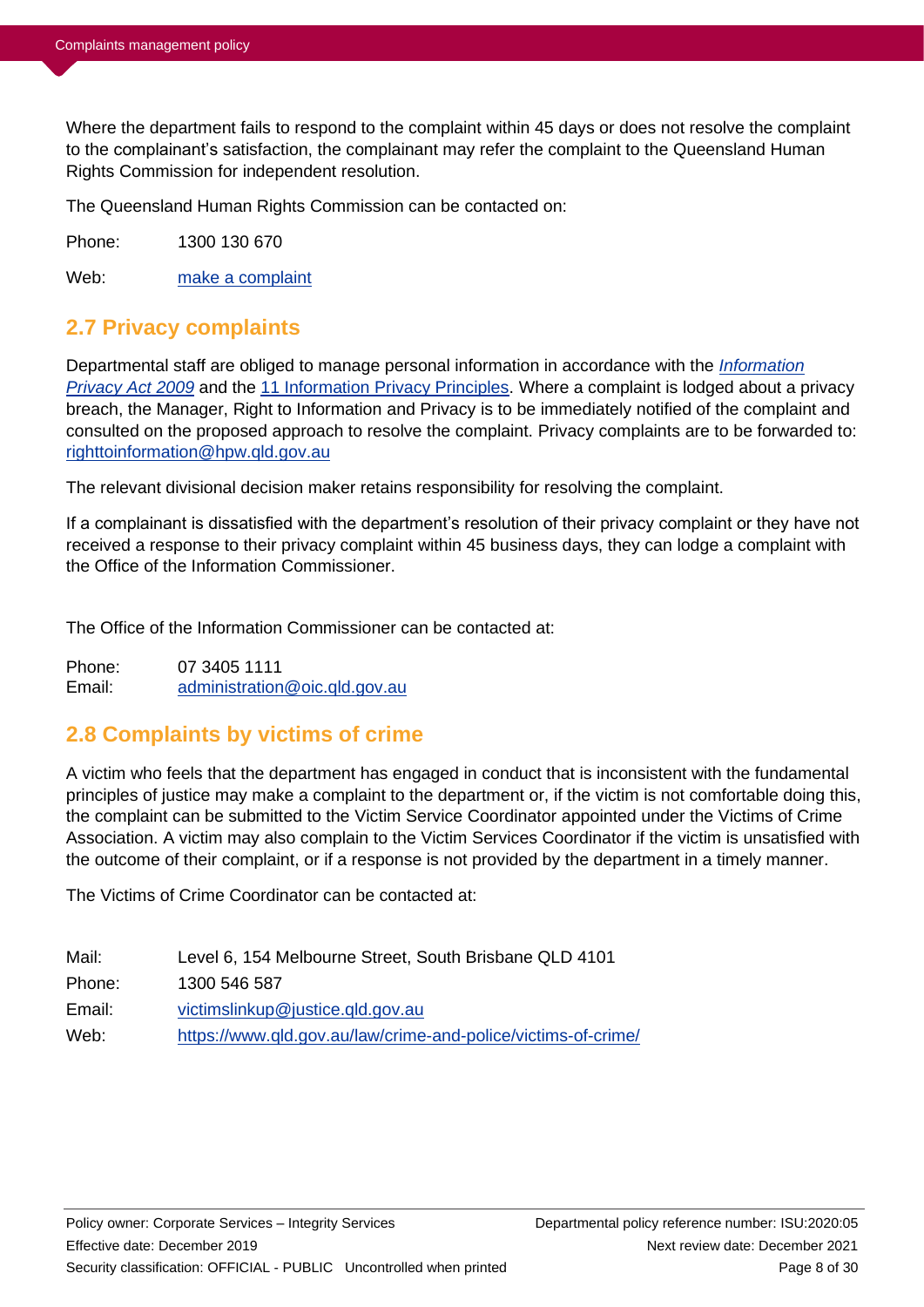Where the department fails to respond to the complaint within 45 days or does not resolve the complaint to the complainant's satisfaction, the complainant may refer the complaint to the Queensland Human Rights Commission for independent resolution.

The Queensland Human Rights Commission can be contacted on:

Phone: 1300 130 670

Web: [make a complaint]

## 2.7 Privacy complaints

Departmental staff are obliged to manage personal information in accordance with the *Information Privacy Act 2009* and the 11 Information Privacy Principles. Where a complaint is lodged about a privacy breach, the Manager, Right to Information and Privacy is to be immediately notified of the complaint and consulted on the proposed approach to resolve the complaint. Privacy complaints are to be forwarded to: righttoinformation@hpw.qld.gov.au

The relevant divisional decision maker retains responsibility for resolving the complaint.

If a complainant is dissatisfied with the department's resolution of their privacy complaint or they have not received a response to their privacy complaint within 45 business days, they can lodge a complaint with the Office of the Information Commissioner.

The Office of the Information Commissioner can be contacted at:

Phone: 07 3405 1111
Email: administration@oic.qld.gov.au

## 2.8 Complaints by victims of crime

A victim who feels that the department has engaged in conduct that is inconsistent with the fundamental principles of justice may make a complaint to the department or, if the victim is not comfortable doing this, the complaint can be submitted to the Victim Service Coordinator appointed under the Victims of Crime Association. A victim may also complain to the Victim Services Coordinator if the victim is unsatisfied with the outcome of their complaint, or if a response is not provided by the department in a timely manner.

The Victims of Crime Coordinator can be contacted at:

Mail: Level 6, 154 Melbourne Street, South Brisbane QLD 4101
Phone: 1300 546 587
Email: victimslinkup@justice.qld.gov.au
Web: https://www.qld.gov.au/law/crime-and-police/victims-of-crime/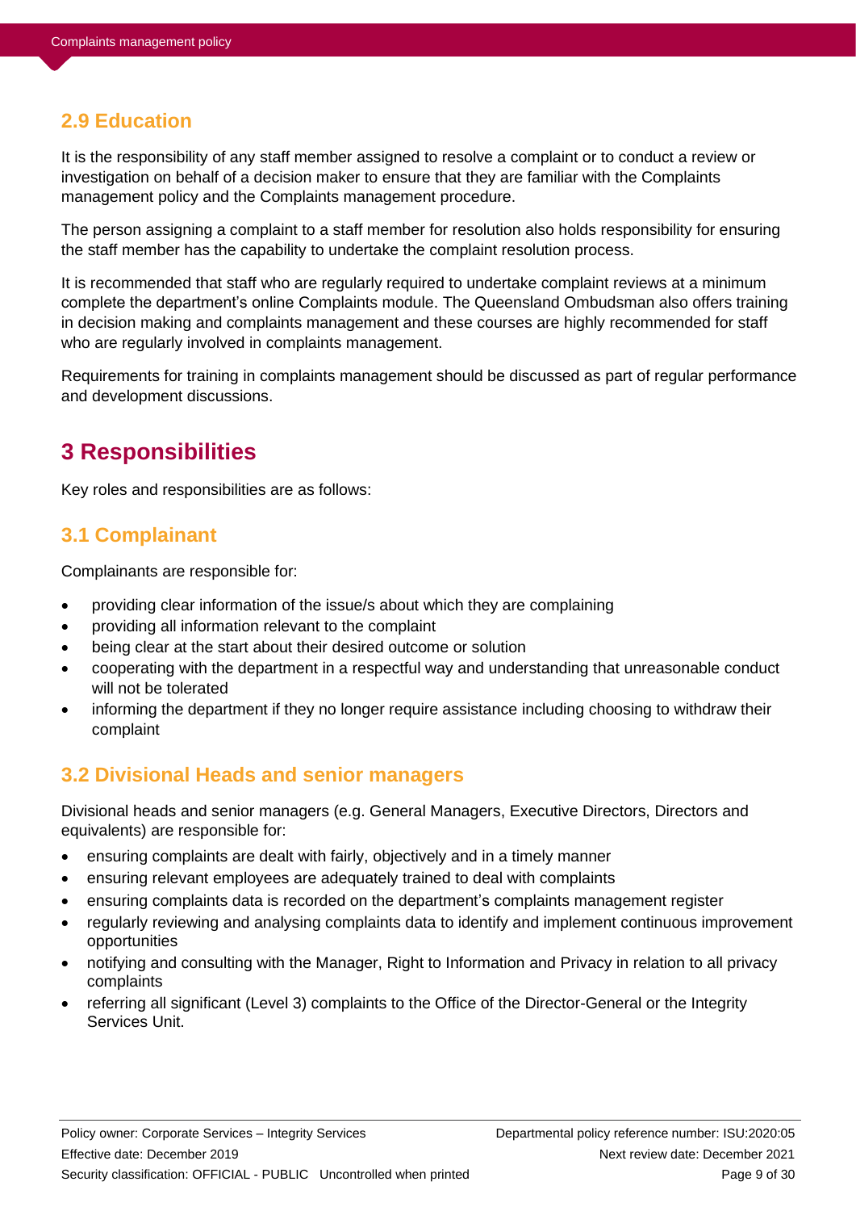### 2.9 Education

It is the responsibility of any staff member assigned to resolve a complaint or to conduct a review or investigation on behalf of a decision maker to ensure that they are familiar with the Complaints management policy and the Complaints management procedure.

The person assigning a complaint to a staff member for resolution also holds responsibility for ensuring the staff member has the capability to undertake the complaint resolution process.

It is recommended that staff who are regularly required to undertake complaint reviews at a minimum complete the department's online Complaints module. The Queensland Ombudsman also offers training in decision making and complaints management and these courses are highly recommended for staff who are regularly involved in complaints management.

Requirements for training in complaints management should be discussed as part of regular performance and development discussions.

## 3 Responsibilities

Key roles and responsibilities are as follows:

### 3.1 Complainant

Complainants are responsible for:

- providing clear information of the issue/s about which they are complaining
- providing all information relevant to the complaint
- being clear at the start about their desired outcome or solution
- cooperating with the department in a respectful way and understanding that unreasonable conduct will not be tolerated
- informing the department if they no longer require assistance including choosing to withdraw their complaint

### 3.2 Divisional Heads and senior managers

Divisional heads and senior managers (e.g. General Managers, Executive Directors, Directors and equivalents) are responsible for:

- ensuring complaints are dealt with fairly, objectively and in a timely manner
- ensuring relevant employees are adequately trained to deal with complaints
- ensuring complaints data is recorded on the department's complaints management register
- regularly reviewing and analysing complaints data to identify and implement continuous improvement opportunities
- notifying and consulting with the Manager, Right to Information and Privacy in relation to all privacy complaints
- referring all significant (Level 3) complaints to the Office of the Director-General or the Integrity Services Unit.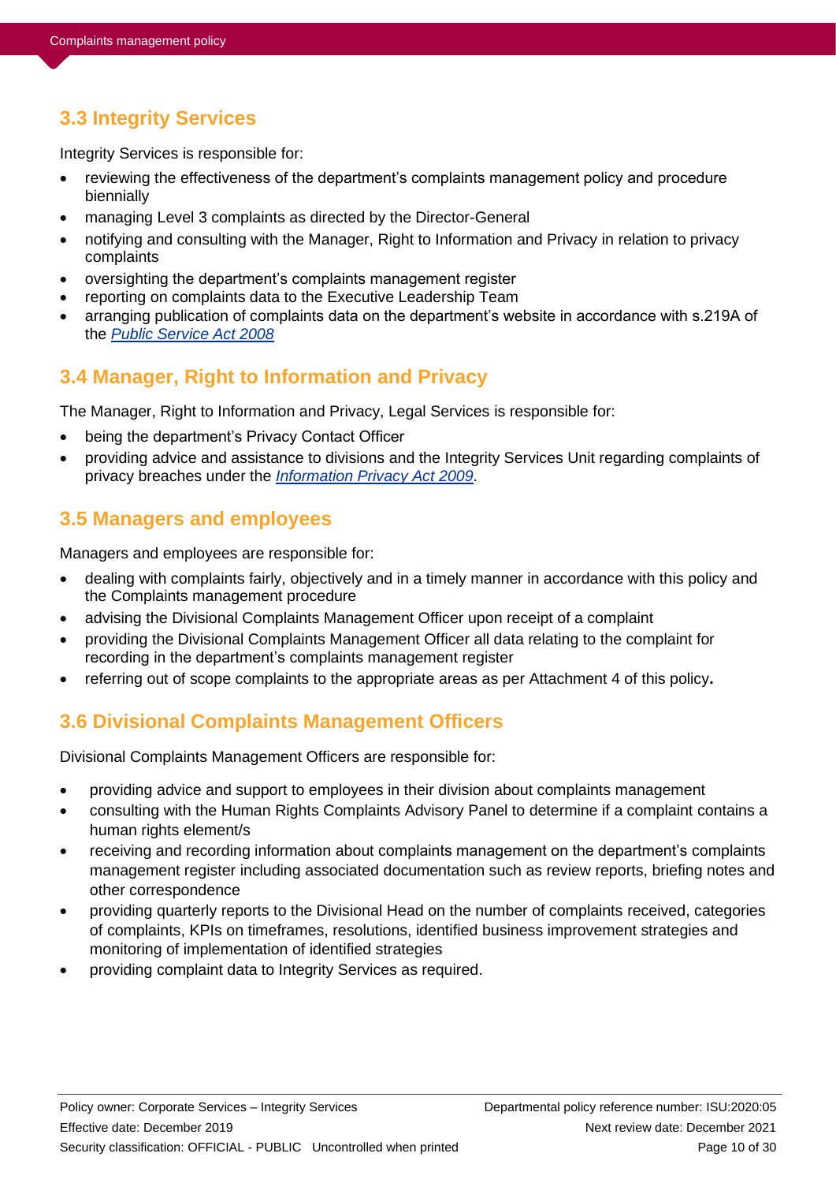## 3.3 Integrity Services

Integrity Services is responsible for:

- reviewing the effectiveness of the department's complaints management policy and procedure biennially
- managing Level 3 complaints as directed by the Director-General
- notifying and consulting with the Manager, Right to Information and Privacy in relation to privacy complaints
- oversighting the department's complaints management register
- reporting on complaints data to the Executive Leadership Team
- arranging publication of complaints data on the department's website in accordance with s.219A of the *Public Service Act 2008*

## 3.4 Manager, Right to Information and Privacy

The Manager, Right to Information and Privacy, Legal Services is responsible for:

- being the department's Privacy Contact Officer
- providing advice and assistance to divisions and the Integrity Services Unit regarding complaints of privacy breaches under the *Information Privacy Act 2009*.

## 3.5 Managers and employees

Managers and employees are responsible for:

- dealing with complaints fairly, objectively and in a timely manner in accordance with this policy and the Complaints management procedure
- advising the Divisional Complaints Management Officer upon receipt of a complaint
- providing the Divisional Complaints Management Officer all data relating to the complaint for recording in the department's complaints management register
- referring out of scope complaints to the appropriate areas as per Attachment 4 of this policy.

## 3.6 Divisional Complaints Management Officers

Divisional Complaints Management Officers are responsible for:

- providing advice and support to employees in their division about complaints management
- consulting with the Human Rights Complaints Advisory Panel to determine if a complaint contains a human rights element/s
- receiving and recording information about complaints management on the department's complaints management register including associated documentation such as review reports, briefing notes and other correspondence
- providing quarterly reports to the Divisional Head on the number of complaints received, categories of complaints, KPIs on timeframes, resolutions, identified business improvement strategies and monitoring of implementation of identified strategies
- providing complaint data to Integrity Services as required.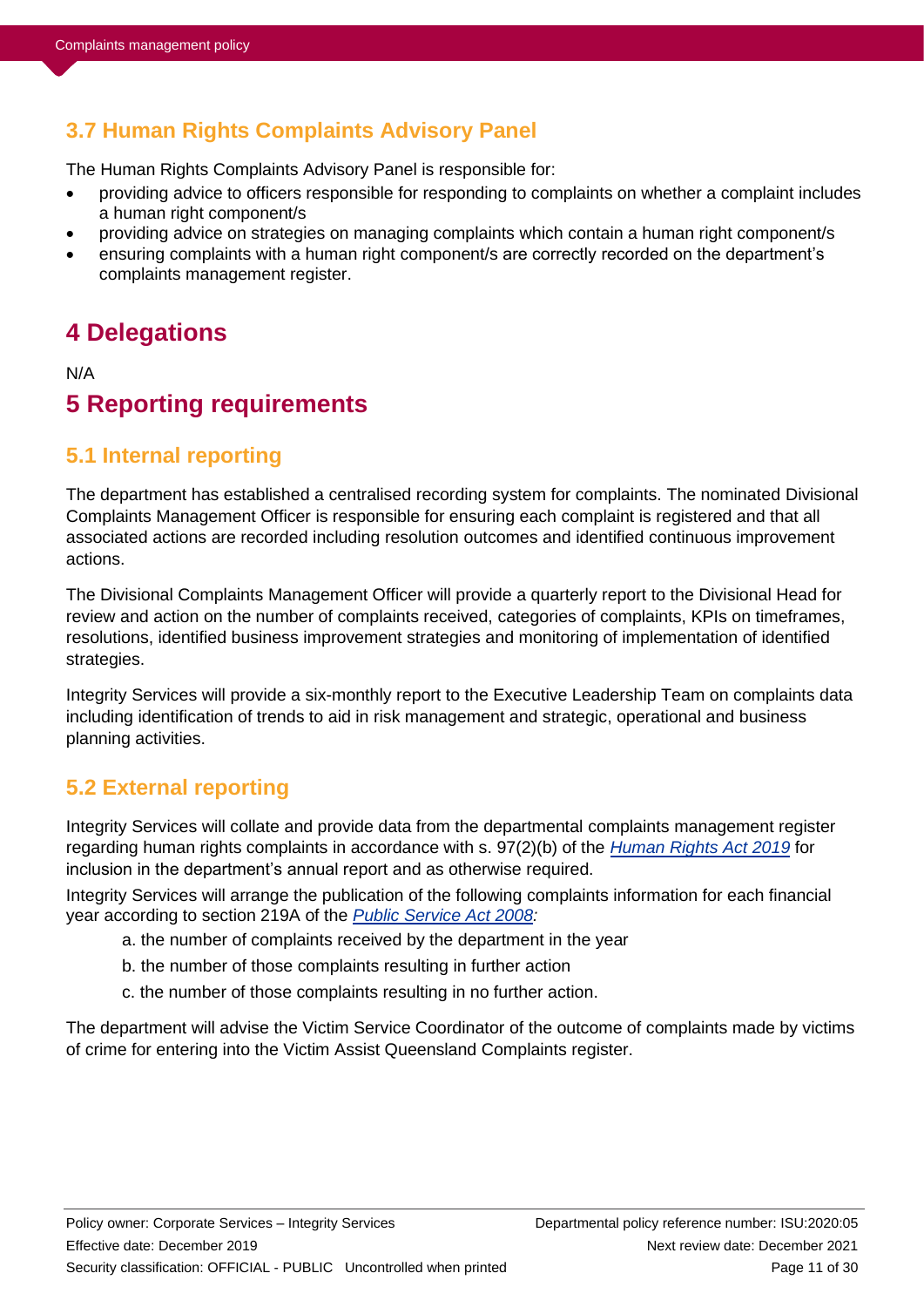## 3.7 Human Rights Complaints Advisory Panel

The Human Rights Complaints Advisory Panel is responsible for:

- providing advice to officers responsible for responding to complaints on whether a complaint includes a human right component/s
- providing advice on strategies on managing complaints which contain a human right component/s
- ensuring complaints with a human right component/s are correctly recorded on the department's complaints management register.

# 4 Delegations

N/A

# 5 Reporting requirements

## 5.1 Internal reporting

The department has established a centralised recording system for complaints. The nominated Divisional Complaints Management Officer is responsible for ensuring each complaint is registered and that all associated actions are recorded including resolution outcomes and identified continuous improvement actions.

The Divisional Complaints Management Officer will provide a quarterly report to the Divisional Head for review and action on the number of complaints received, categories of complaints, KPIs on timeframes, resolutions, identified business improvement strategies and monitoring of implementation of identified strategies.

Integrity Services will provide a six-monthly report to the Executive Leadership Team on complaints data including identification of trends to aid in risk management and strategic, operational and business planning activities.

## 5.2 External reporting

Integrity Services will collate and provide data from the departmental complaints management register regarding human rights complaints in accordance with s. 97(2)(b) of the *Human Rights Act 2019* for inclusion in the department's annual report and as otherwise required.

Integrity Services will arrange the publication of the following complaints information for each financial year according to section 219A of the *Public Service Act 2008:*

a. the number of complaints received by the department in the year

b. the number of those complaints resulting in further action

c. the number of those complaints resulting in no further action.

The department will advise the Victim Service Coordinator of the outcome of complaints made by victims of crime for entering into the Victim Assist Queensland Complaints register.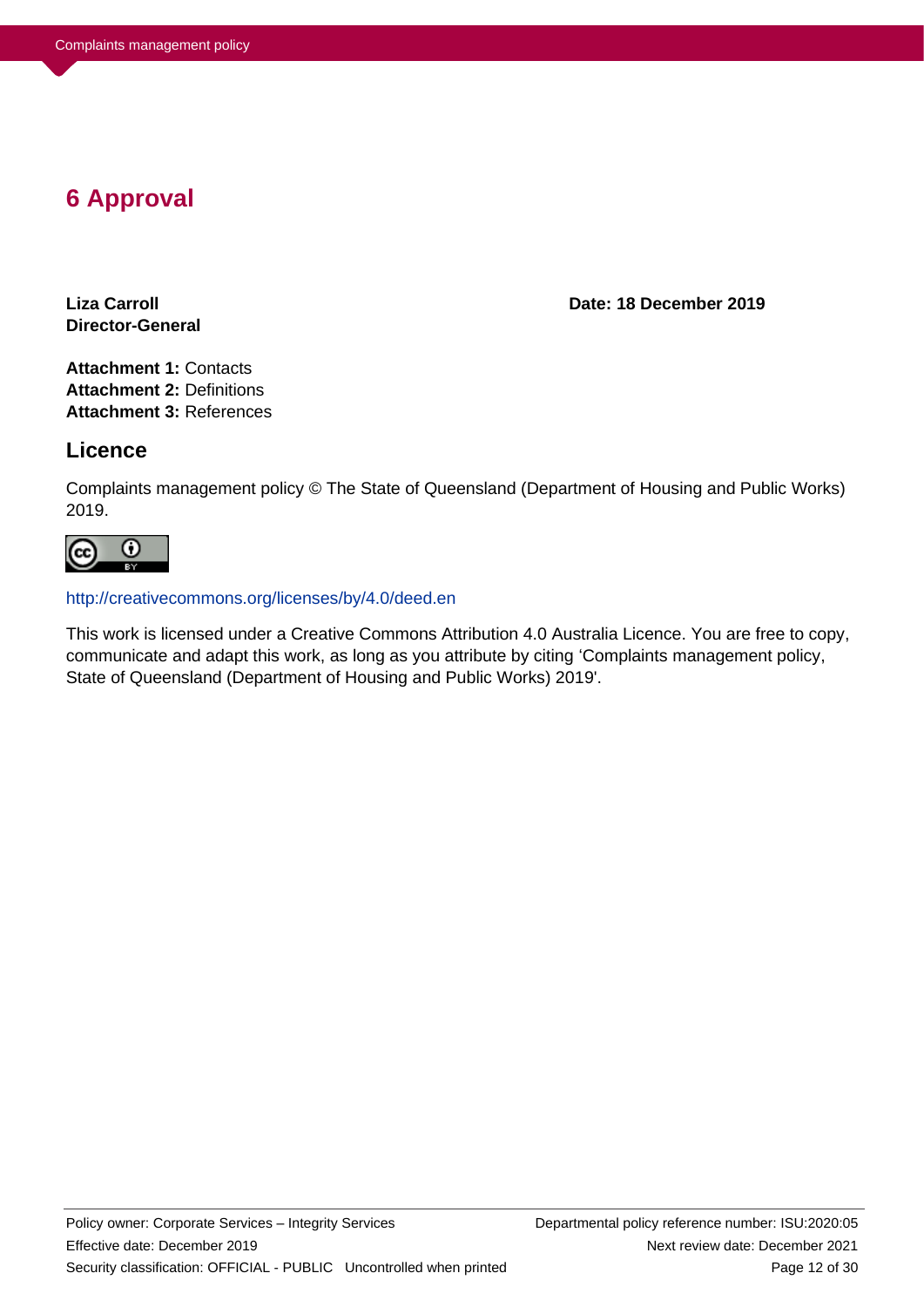# 6 Approval

**Liza Carroll**
**Director-General**

**Date: 18 December 2019**

**Attachment 1:** Contacts
**Attachment 2:** Definitions
**Attachment 3:** References

## Licence

Complaints management policy © The State of Queensland (Department of Housing and Public Works) 2019.

http://creativecommons.org/licenses/by/4.0/deed.en

This work is licensed under a Creative Commons Attribution 4.0 Australia Licence. You are free to copy, communicate and adapt this work, as long as you attribute by citing 'Complaints management policy, State of Queensland (Department of Housing and Public Works) 2019'.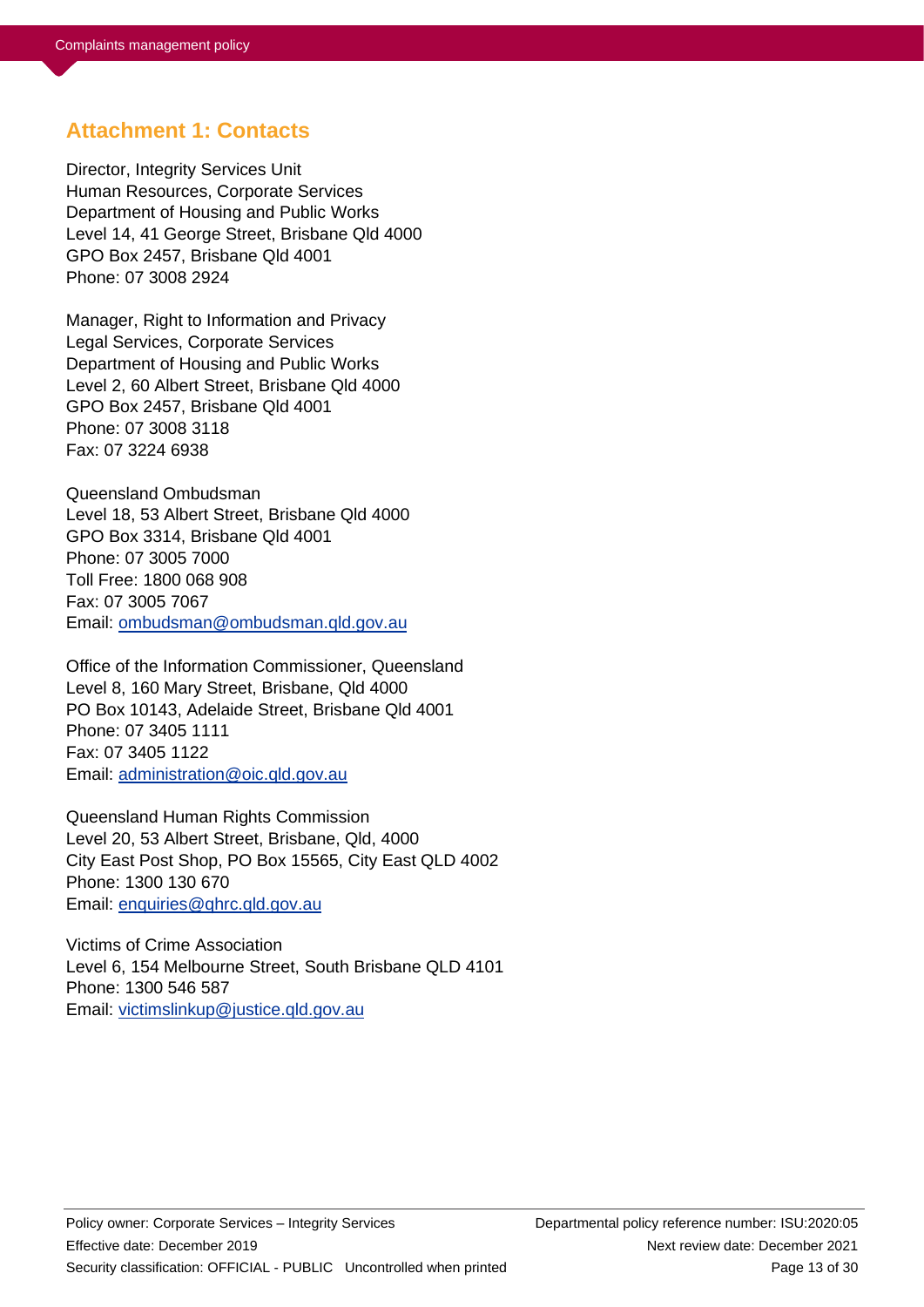## Attachment 1: Contacts

Director, Integrity Services Unit
Human Resources, Corporate Services
Department of Housing and Public Works
Level 14, 41 George Street, Brisbane Qld 4000
GPO Box 2457, Brisbane Qld 4001
Phone: 07 3008 2924

Manager, Right to Information and Privacy
Legal Services, Corporate Services
Department of Housing and Public Works
Level 2, 60 Albert Street, Brisbane Qld 4000
GPO Box 2457, Brisbane Qld 4001
Phone: 07 3008 3118
Fax: 07 3224 6938

Queensland Ombudsman
Level 18, 53 Albert Street, Brisbane Qld 4000
GPO Box 3314, Brisbane Qld 4001
Phone: 07 3005 7000
Toll Free: 1800 068 908
Fax: 07 3005 7067
Email: ombudsman@ombudsman.qld.gov.au

Office of the Information Commissioner, Queensland
Level 8, 160 Mary Street, Brisbane, Qld 4000
PO Box 10143, Adelaide Street, Brisbane Qld 4001
Phone: 07 3405 1111
Fax: 07 3405 1122
Email: administration@oic.qld.gov.au

Queensland Human Rights Commission
Level 20, 53 Albert Street, Brisbane, Qld, 4000
City East Post Shop, PO Box 15565, City East QLD 4002
Phone: 1300 130 670
Email: enquiries@qhrc.qld.gov.au

Victims of Crime Association
Level 6, 154 Melbourne Street, South Brisbane QLD 4101
Phone: 1300 546 587
Email: victimslinkup@justice.qld.gov.au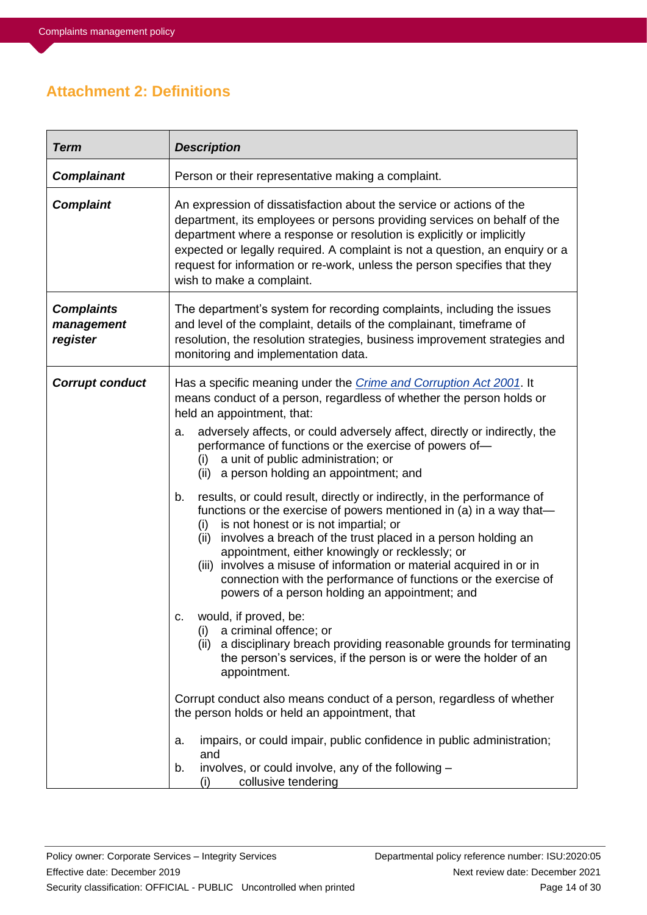## Attachment 2: Definitions

| Term | Description |
|---|---|
| ***Complainant*** | Person or their representative making a complaint. |
| ***Complaint*** | An expression of dissatisfaction about the service or actions of the department, its employees or persons providing services on behalf of the department where a response or resolution is explicitly or implicitly expected or legally required. A complaint is not a question, an enquiry or a request for information or re-work, unless the person specifies that they wish to make a complaint. |
| ***Complaints management register*** | The department's system for recording complaints, including the issues and level of the complaint, details of the complainant, timeframe of resolution, the resolution strategies, business improvement strategies and monitoring and implementation data. |
| ***Corrupt conduct*** | Has a specific meaning under the *Crime and Corruption Act 2001*. It means conduct of a person, regardless of whether the person holds or held an appointment, that:<br>a. adversely affects, or could adversely affect, directly or indirectly, the performance of functions or the exercise of powers of—<br>(i) a unit of public administration; or<br>(ii) a person holding an appointment; and<br>b. results, or could result, directly or indirectly, in the performance of functions or the exercise of powers mentioned in (a) in a way that—<br>(i) is not honest or is not impartial; or<br>(ii) involves a breach of the trust placed in a person holding an appointment, either knowingly or recklessly; or<br>(iii) involves a misuse of information or material acquired in or in connection with the performance of functions or the exercise of powers of a person holding an appointment; and<br>c. would, if proved, be:<br>(i) a criminal offence; or<br>(ii) a disciplinary breach providing reasonable grounds for terminating the person's services, if the person is or were the holder of an appointment.<br><br>Corrupt conduct also means conduct of a person, regardless of whether the person holds or held an appointment, that<br>a. impairs, or could impair, public confidence in public administration; and<br>b. involves, or could involve, any of the following –<br>(i) collusive tendering |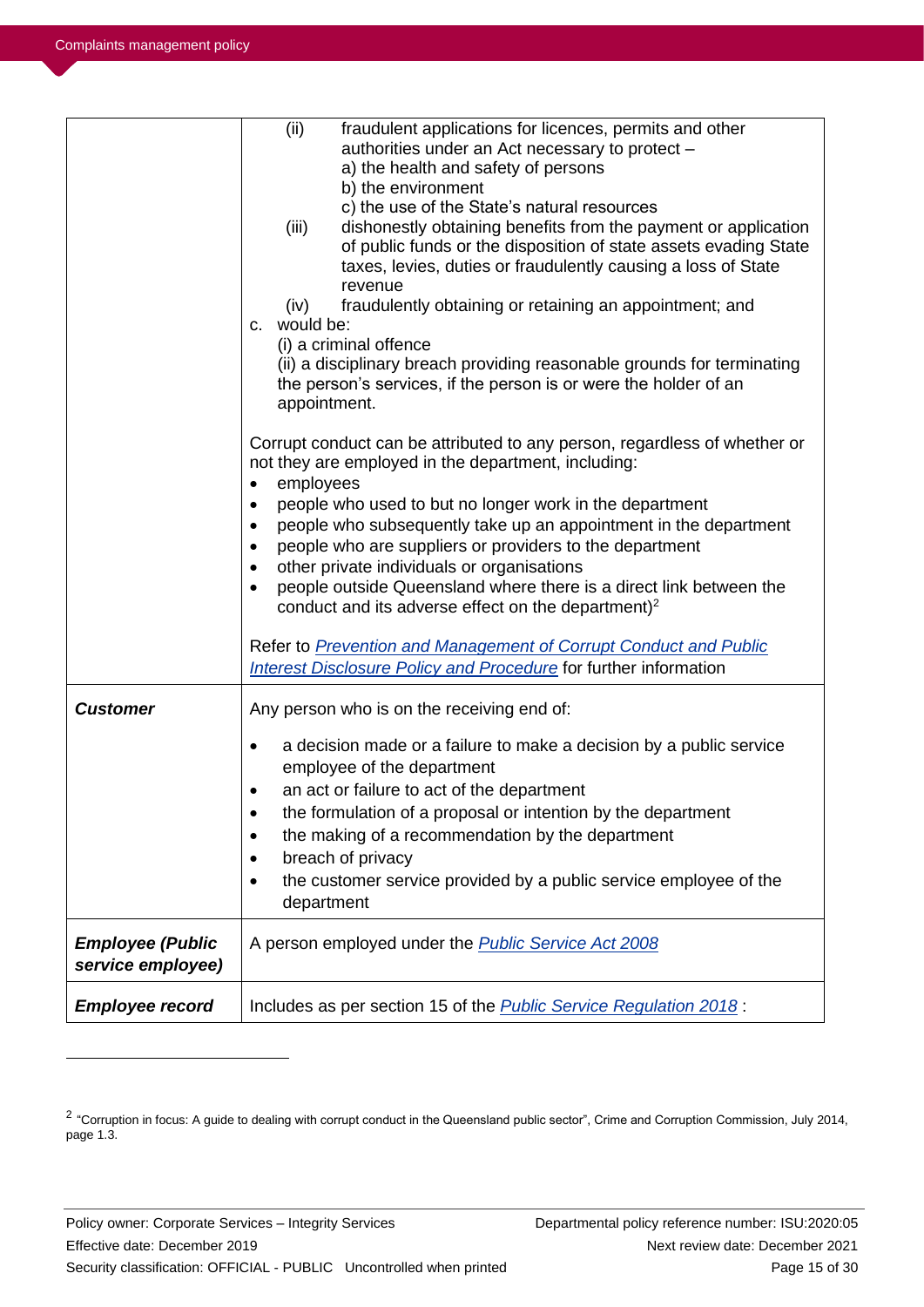| | |
|---|---|
| | (ii) fraudulent applications for licences, permits and other authorities under an Act necessary to protect – a) the health and safety of persons b) the environment c) the use of the State's natural resources (iii) dishonestly obtaining benefits from the payment or application of public funds or the disposition of state assets evading State taxes, levies, duties or fraudulently causing a loss of State revenue (iv) fraudulently obtaining or retaining an appointment; and c. would be: (i) a criminal offence (ii) a disciplinary breach providing reasonable grounds for terminating the person's services, if the person is or were the holder of an appointment. <br><br> Corrupt conduct can be attributed to any person, regardless of whether or not they are employed in the department, including: <br>• employees <br>• people who used to but no longer work in the department <br>• people who subsequently take up an appointment in the department <br>• people who are suppliers or providers to the department <br>• other private individuals or organisations <br>• people outside Queensland where there is a direct link between the conduct and its adverse effect on the department)[2] <br><br> Refer to *Prevention and Management of Corrupt Conduct and Public Interest Disclosure Policy and Procedure* for further information |
| ***Customer*** | Any person who is on the receiving end of: <br>• a decision made or a failure to make a decision by a public service employee of the department <br>• an act or failure to act of the department <br>• the formulation of a proposal or intention by the department <br>• the making of a recommendation by the department <br>• breach of privacy <br>• the customer service provided by a public service employee of the department |
| ***Employee (Public service employee)*** | A person employed under the *Public Service Act 2008* |
| ***Employee record*** | Includes as per section 15 of the *Public Service Regulation 2018* : |

[2] "Corruption in focus: A guide to dealing with corrupt conduct in the Queensland public sector", Crime and Corruption Commission, July 2014, page 1.3.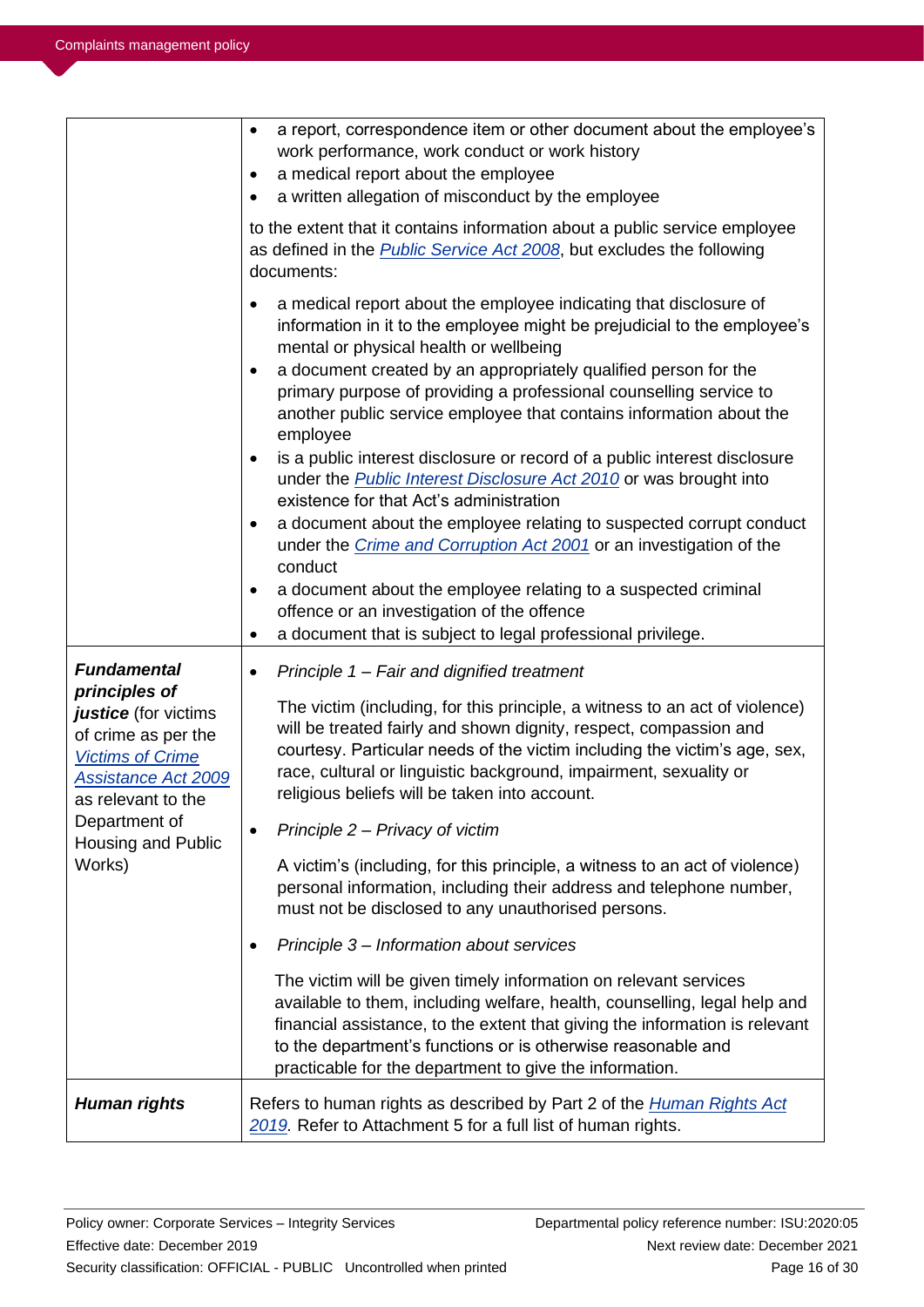| | |
|---|---|
| | • a report, correspondence item or other document about the employee's work performance, work conduct or work history<br>• a medical report about the employee<br>• a written allegation of misconduct by the employee<br><br>to the extent that it contains information about a public service employee as defined in the *Public Service Act 2008*, but excludes the following documents:<br><br>• a medical report about the employee indicating that disclosure of information in it to the employee might be prejudicial to the employee's mental or physical health or wellbeing<br>• a document created by an appropriately qualified person for the primary purpose of providing a professional counselling service to another public service employee that contains information about the employee<br>• is a public interest disclosure or record of a public interest disclosure under the *Public Interest Disclosure Act 2010* or was brought into existence for that Act's administration<br>• a document about the employee relating to suspected corrupt conduct under the *Crime and Corruption Act 2001* or an investigation of the conduct<br>• a document about the employee relating to a suspected criminal offence or an investigation of the offence<br>• a document that is subject to legal professional privilege. |
| ***Fundamental principles of justice*** (for victims of crime as per the *Victims of Crime Assistance Act 2009* as relevant to the Department of Housing and Public Works) | • *Principle 1 – Fair and dignified treatment*<br><br>The victim (including, for this principle, a witness to an act of violence) will be treated fairly and shown dignity, respect, compassion and courtesy. Particular needs of the victim including the victim's age, sex, race, cultural or linguistic background, impairment, sexuality or religious beliefs will be taken into account.<br><br>• *Principle 2 – Privacy of victim*<br><br>A victim's (including, for this principle, a witness to an act of violence) personal information, including their address and telephone number, must not be disclosed to any unauthorised persons.<br><br>• *Principle 3 – Information about services*<br><br>The victim will be given timely information on relevant services available to them, including welfare, health, counselling, legal help and financial assistance, to the extent that giving the information is relevant to the department's functions or is otherwise reasonable and practicable for the department to give the information. |
| ***Human rights*** | Refers to human rights as described by Part 2 of the *Human Rights Act 2019*. Refer to Attachment 5 for a full list of human rights. |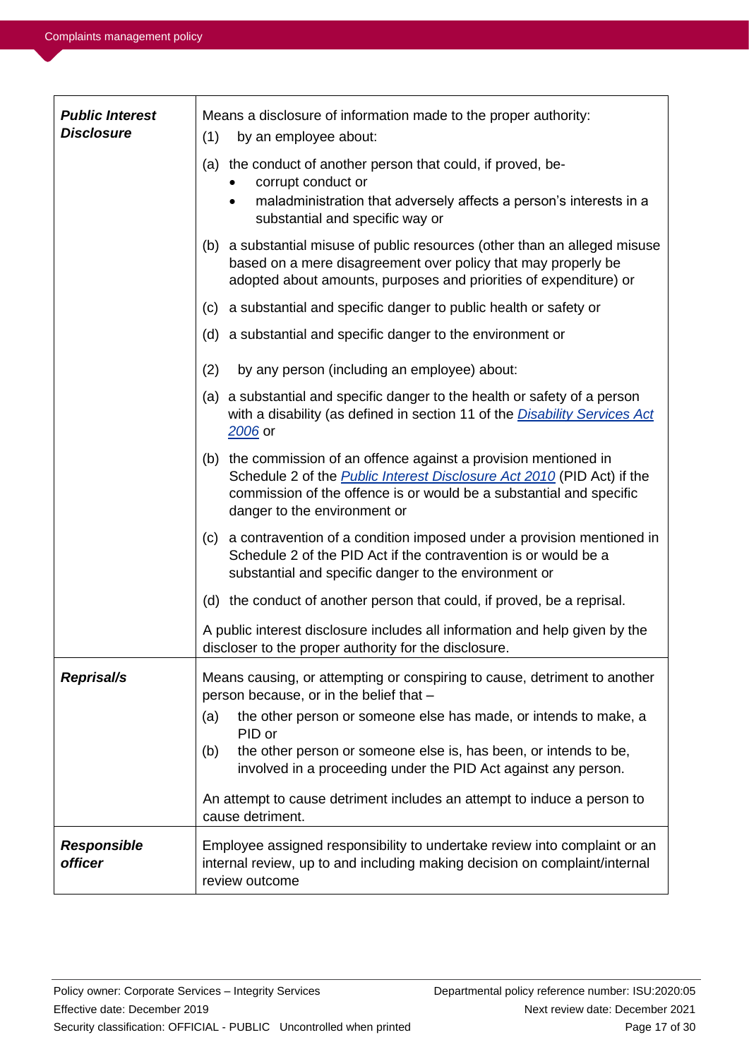| | |
|---|---|
| ***Public Interest Disclosure*** | Means a disclosure of information made to the proper authority:<br>(1) by an employee about:<br>(a) the conduct of another person that could, if proved, be-<br>• corrupt conduct or<br>• maladministration that adversely affects a person's interests in a substantial and specific way or<br>(b) a substantial misuse of public resources (other than an alleged misuse based on a mere disagreement over policy that may properly be adopted about amounts, purposes and priorities of expenditure) or<br>(c) a substantial and specific danger to public health or safety or<br>(d) a substantial and specific danger to the environment or<br><br>(2) by any person (including an employee) about:<br>(a) a substantial and specific danger to the health or safety of a person with a disability (as defined in section 11 of the *Disability Services Act 2006* or<br>(b) the commission of an offence against a provision mentioned in Schedule 2 of the *Public Interest Disclosure Act 2010* (PID Act) if the commission of the offence is or would be a substantial and specific danger to the environment or<br>(c) a contravention of a condition imposed under a provision mentioned in Schedule 2 of the PID Act if the contravention is or would be a substantial and specific danger to the environment or<br>(d) the conduct of another person that could, if proved, be a reprisal.<br><br>A public interest disclosure includes all information and help given by the discloser to the proper authority for the disclosure. |
| ***Reprisal/s*** | Means causing, or attempting or conspiring to cause, detriment to another person because, or in the belief that –<br>(a) the other person or someone else has made, or intends to make, a PID or<br>(b) the other person or someone else is, has been, or intends to be, involved in a proceeding under the PID Act against any person.<br><br>An attempt to cause detriment includes an attempt to induce a person to cause detriment. |
| ***Responsible officer*** | Employee assigned responsibility to undertake review into complaint or an internal review, up to and including making decision on complaint/internal review outcome |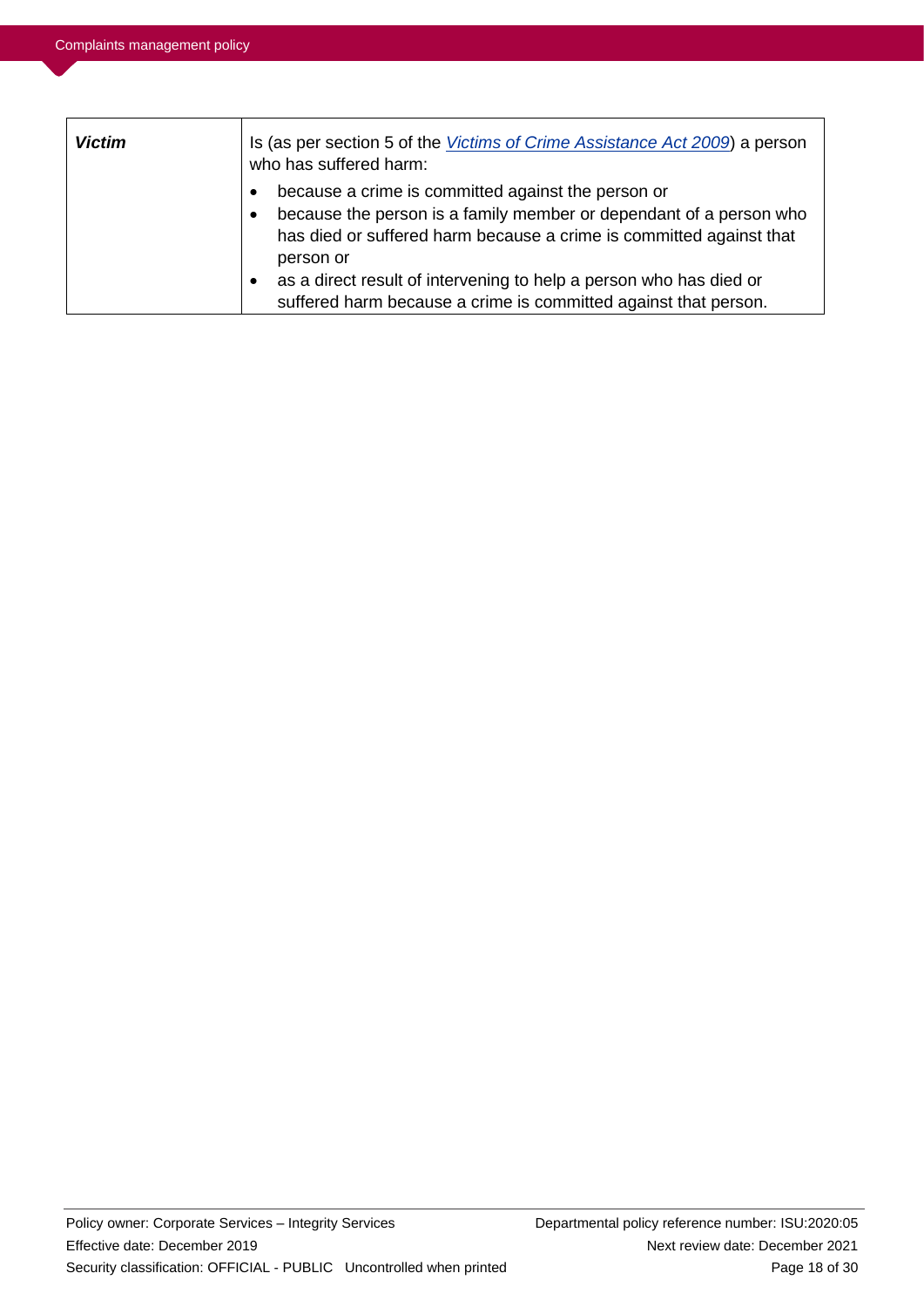| | |
|---|---|
| ***Victim*** | Is (as per section 5 of the *Victims of Crime Assistance Act 2009*) a person who has suffered harm:<br>• because a crime is committed against the person or<br>• because the person is a family member or dependant of a person who has died or suffered harm because a crime is committed against that person or<br>• as a direct result of intervening to help a person who has died or suffered harm because a crime is committed against that person. |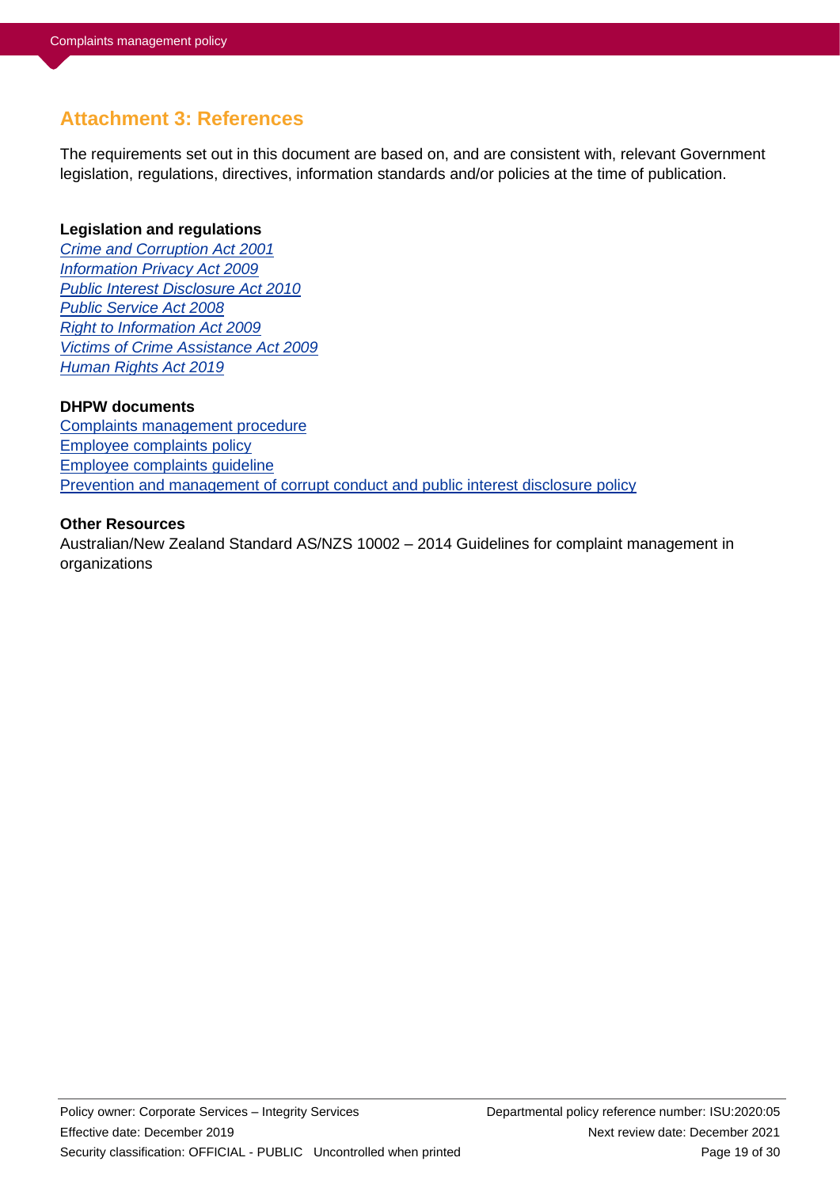## Attachment 3: References

The requirements set out in this document are based on, and are consistent with, relevant Government legislation, regulations, directives, information standards and/or policies at the time of publication.

**Legislation and regulations**

*Crime and Corruption Act 2001*
*Information Privacy Act 2009*
*Public Interest Disclosure Act 2010*
*Public Service Act 2008*
*Right to Information Act 2009*
*Victims of Crime Assistance Act 2009*
*Human Rights Act 2019*

**DHPW documents**

Complaints management procedure
Employee complaints policy
Employee complaints guideline
Prevention and management of corrupt conduct and public interest disclosure policy

**Other Resources**

Australian/New Zealand Standard AS/NZS 10002 – 2014 Guidelines for complaint management in organizations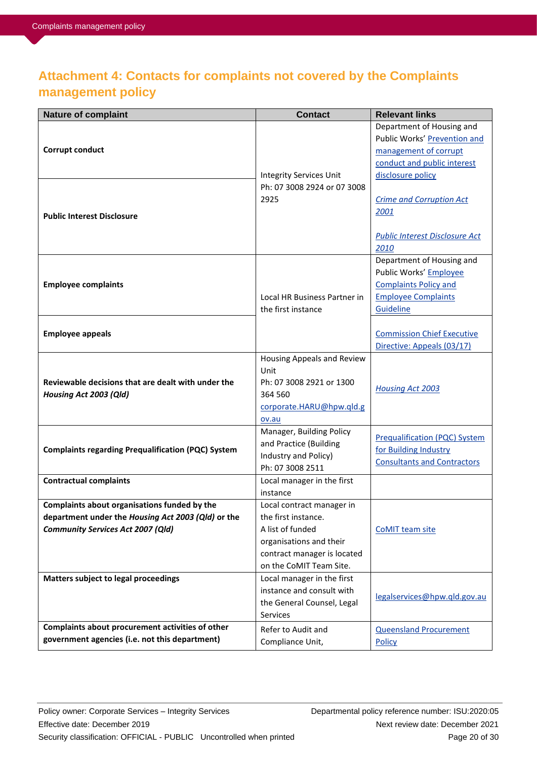## Attachment 4: Contacts for complaints not covered by the Complaints management policy

| Nature of complaint | Contact | Relevant links |
|---|---|---|
| **Corrupt conduct** | Integrity Services Unit<br>Ph: 07 3008 2924 or 07 3008 2925 | Department of Housing and Public Works' Prevention and management of corrupt conduct and public interest disclosure policy<br><br>*Crime and Corruption Act 2001*<br><br>*Public Interest Disclosure Act 2010* |
| **Public Interest Disclosure** | | |
| **Employee complaints** | Local HR Business Partner in the first instance | Department of Housing and Public Works' Employee Complaints Policy and Employee Complaints Guideline |
| **Employee appeals** | | Commission Chief Executive Directive: Appeals (03/17) |
| **Reviewable decisions that are dealt with under the *Housing Act 2003 (Qld)*** | Housing Appeals and Review Unit<br>Ph: 07 3008 2921 or 1300 364 560<br>corporate.HARU@hpw.qld.gov.au | *Housing Act 2003* |
| **Complaints regarding Prequalification (PQC) System** | Manager, Building Policy and Practice (Building Industry and Policy)<br>Ph: 07 3008 2511 | Prequalification (PQC) System for Building Industry Consultants and Contractors |
| **Contractual complaints** | Local manager in the first instance | |
| **Complaints about organisations funded by the department under the *Housing Act 2003 (Qld)* or the *Community Services Act 2007 (Qld)*** | Local contract manager in the first instance.<br>A list of funded organisations and their contract manager is located on the CoMIT Team Site. | CoMIT team site |
| **Matters subject to legal proceedings** | Local manager in the first instance and consult with the General Counsel, Legal Services | legalservices@hpw.qld.gov.au |
| **Complaints about procurement activities of other government agencies (i.e. not this department)** | Refer to Audit and Compliance Unit, | Queensland Procurement Policy |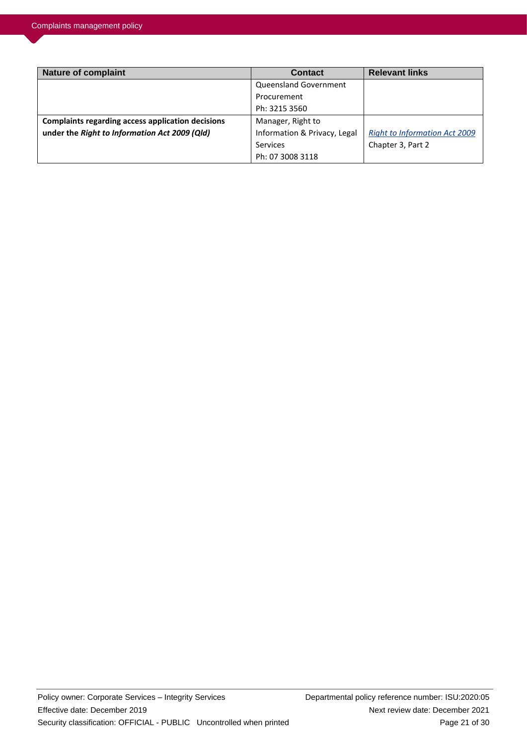| Nature of complaint | Contact | Relevant links |
|---|---|---|
| | Queensland Government Procurement Ph: 3215 3560 | |
| **Complaints regarding access application decisions under the *Right to Information Act 2009 (Qld)*** | Manager, Right to Information & Privacy, Legal Services Ph: 07 3008 3118 | *Right to Information Act 2009* Chapter 3, Part 2 |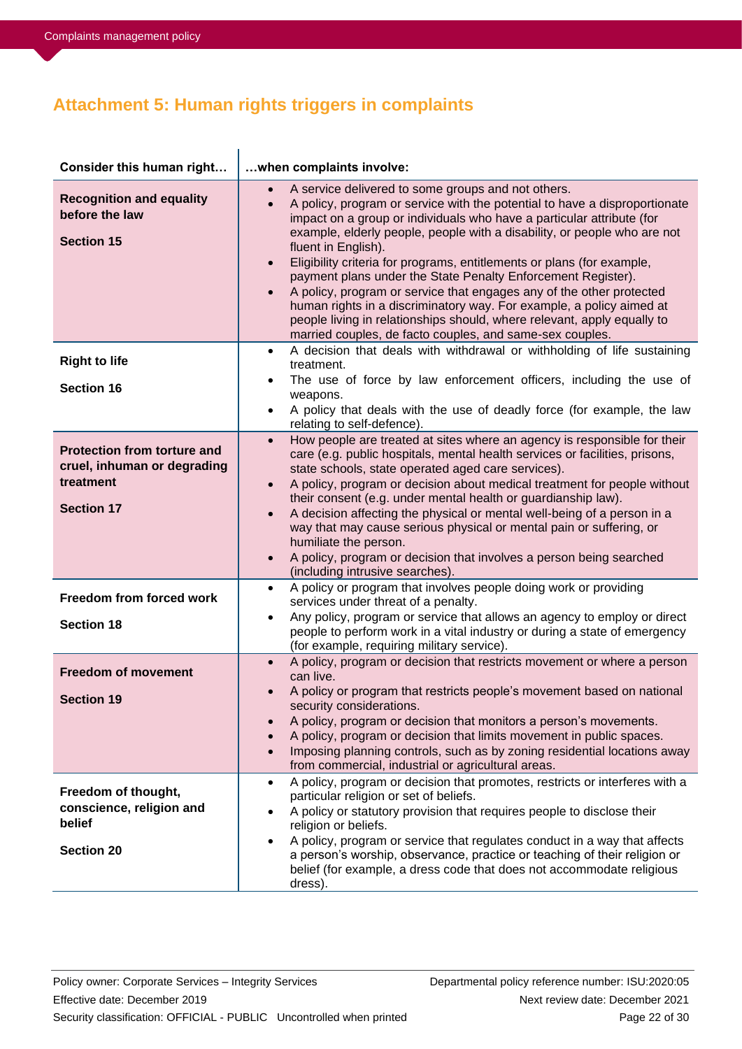## Attachment 5: Human rights triggers in complaints

| Consider this human right… | …when complaints involve: |
|---|---|
| **Recognition and equality before the law**<br><br>**Section 15** | • A service delivered to some groups and not others.<br>• A policy, program or service with the potential to have a disproportionate impact on a group or individuals who have a particular attribute (for example, elderly people, people with a disability, or people who are not fluent in English).<br>• Eligibility criteria for programs, entitlements or plans (for example, payment plans under the State Penalty Enforcement Register).<br>• A policy, program or service that engages any of the other protected human rights in a discriminatory way. For example, a policy aimed at people living in relationships should, where relevant, apply equally to married couples, de facto couples, and same-sex couples. |
| **Right to life**<br><br>**Section 16** | • A decision that deals with withdrawal or withholding of life sustaining treatment.<br>• The use of force by law enforcement officers, including the use of weapons.<br>• A policy that deals with the use of deadly force (for example, the law relating to self-defence). |
| **Protection from torture and cruel, inhuman or degrading treatment**<br><br>**Section 17** | • How people are treated at sites where an agency is responsible for their care (e.g. public hospitals, mental health services or facilities, prisons, state schools, state operated aged care services).<br>• A policy, program or decision about medical treatment for people without their consent (e.g. under mental health or guardianship law).<br>• A decision affecting the physical or mental well-being of a person in a way that may cause serious physical or mental pain or suffering, or humiliate the person.<br>• A policy, program or decision that involves a person being searched (including intrusive searches). |
| **Freedom from forced work**<br><br>**Section 18** | • A policy or program that involves people doing work or providing services under threat of a penalty.<br>• Any policy, program or service that allows an agency to employ or direct people to perform work in a vital industry or during a state of emergency (for example, requiring military service). |
| **Freedom of movement**<br><br>**Section 19** | • A policy, program or decision that restricts movement or where a person can live.<br>• A policy or program that restricts people's movement based on national security considerations.<br>• A policy, program or decision that monitors a person's movements.<br>• A policy, program or decision that limits movement in public spaces.<br>• Imposing planning controls, such as by zoning residential locations away from commercial, industrial or agricultural areas. |
| **Freedom of thought, conscience, religion and belief**<br><br>**Section 20** | • A policy, program or decision that promotes, restricts or interferes with a particular religion or set of beliefs.<br>• A policy or statutory provision that requires people to disclose their religion or beliefs.<br>• A policy, program or service that regulates conduct in a way that affects a person's worship, observance, practice or teaching of their religion or belief (for example, a dress code that does not accommodate religious dress). |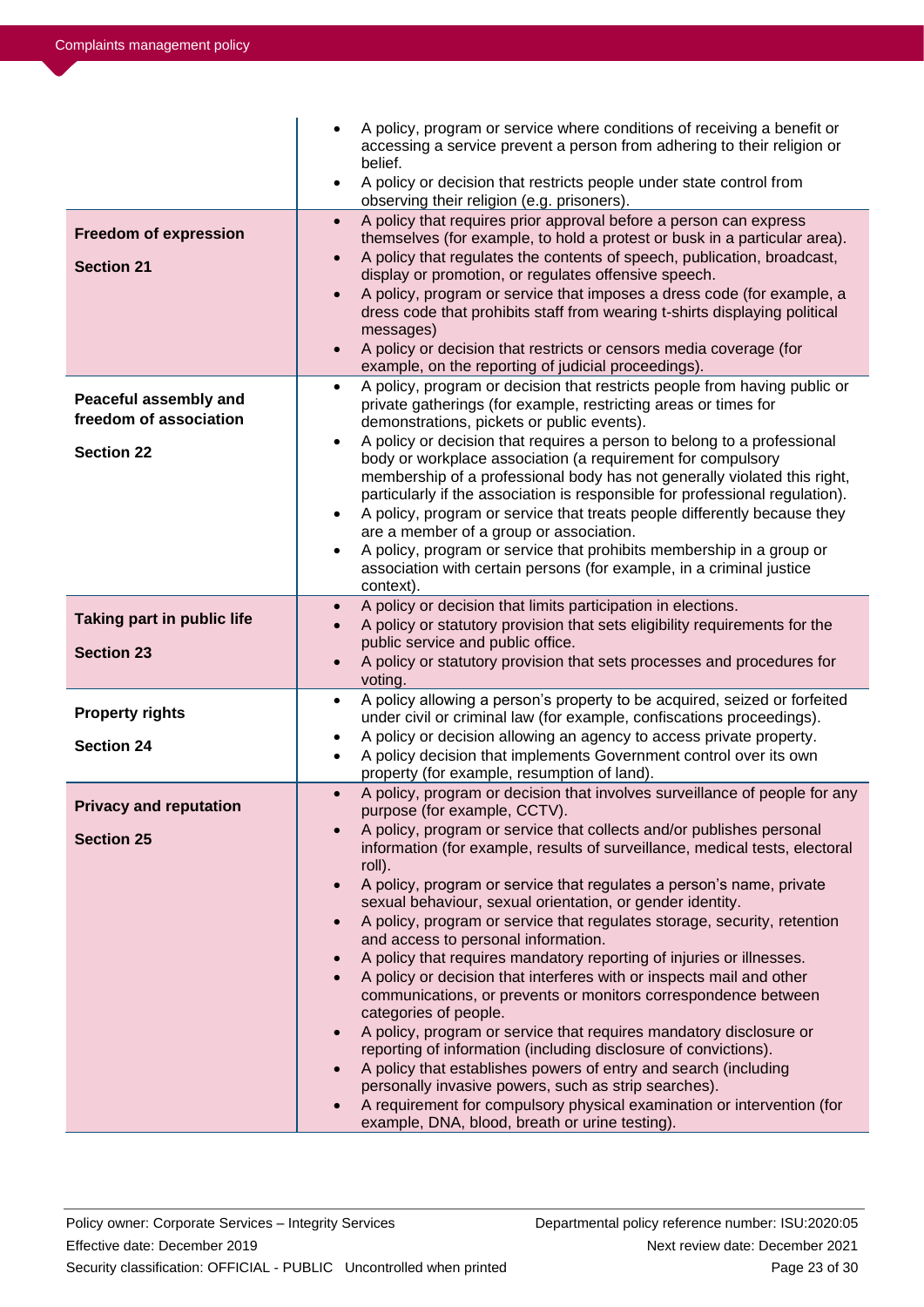| | |
|---|---|
| | • A policy, program or service where conditions of receiving a benefit or accessing a service prevent a person from adhering to their religion or belief.<br>• A policy or decision that restricts people under state control from observing their religion (e.g. prisoners). |
| **Freedom of expression**<br><br>**Section 21** | • A policy that requires prior approval before a person can express themselves (for example, to hold a protest or busk in a particular area).<br>• A policy that regulates the contents of speech, publication, broadcast, display or promotion, or regulates offensive speech.<br>• A policy, program or service that imposes a dress code (for example, a dress code that prohibits staff from wearing t-shirts displaying political messages)<br>• A policy or decision that restricts or censors media coverage (for example, on the reporting of judicial proceedings). |
| **Peaceful assembly and freedom of association**<br><br>**Section 22** | • A policy, program or decision that restricts people from having public or private gatherings (for example, restricting areas or times for demonstrations, pickets or public events).<br>• A policy or decision that requires a person to belong to a professional body or workplace association (a requirement for compulsory membership of a professional body has not generally violated this right, particularly if the association is responsible for professional regulation).<br>• A policy, program or service that treats people differently because they are a member of a group or association.<br>• A policy, program or service that prohibits membership in a group or association with certain persons (for example, in a criminal justice context). |
| **Taking part in public life**<br><br>**Section 23** | • A policy or decision that limits participation in elections.<br>• A policy or statutory provision that sets eligibility requirements for the public service and public office.<br>• A policy or statutory provision that sets processes and procedures for voting. |
| **Property rights**<br><br>**Section 24** | • A policy allowing a person's property to be acquired, seized or forfeited under civil or criminal law (for example, confiscations proceedings).<br>• A policy or decision allowing an agency to access private property.<br>• A policy decision that implements Government control over its own property (for example, resumption of land). |
| **Privacy and reputation**<br><br>**Section 25** | • A policy, program or decision that involves surveillance of people for any purpose (for example, CCTV).<br>• A policy, program or service that collects and/or publishes personal information (for example, results of surveillance, medical tests, electoral roll).<br>• A policy, program or service that regulates a person's name, private sexual behaviour, sexual orientation, or gender identity.<br>• A policy, program or service that regulates storage, security, retention and access to personal information.<br>• A policy that requires mandatory reporting of injuries or illnesses.<br>• A policy or decision that interferes with or inspects mail and other communications, or prevents or monitors correspondence between categories of people.<br>• A policy, program or service that requires mandatory disclosure or reporting of information (including disclosure of convictions).<br>• A policy that establishes powers of entry and search (including personally invasive powers, such as strip searches).<br>• A requirement for compulsory physical examination or intervention (for example, DNA, blood, breath or urine testing). |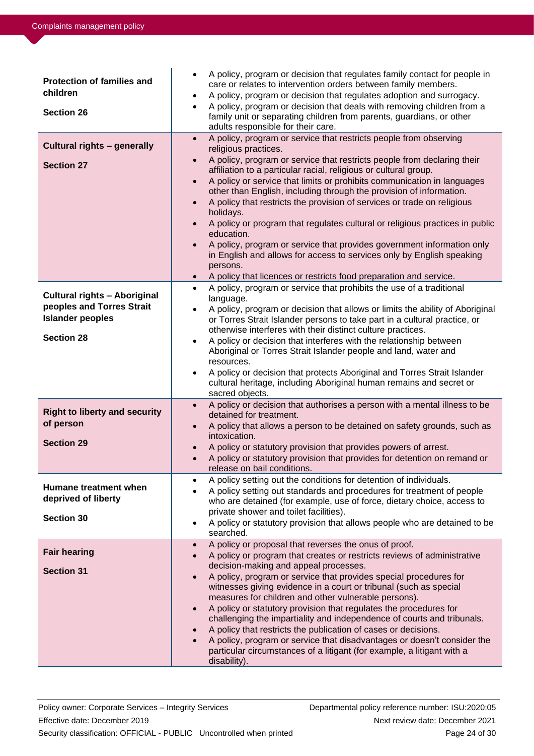| | |
|---|---|
| **Protection of families and children**<br><br>**Section 26** | • A policy, program or decision that regulates family contact for people in care or relates to intervention orders between family members.<br>• A policy, program or decision that regulates adoption and surrogacy.<br>• A policy, program or decision that deals with removing children from a family unit or separating children from parents, guardians, or other adults responsible for their care. |
| **Cultural rights – generally**<br><br>**Section 27** | • A policy, program or service that restricts people from observing religious practices.<br>• A policy, program or service that restricts people from declaring their affiliation to a particular racial, religious or cultural group.<br>• A policy or service that limits or prohibits communication in languages other than English, including through the provision of information.<br>• A policy that restricts the provision of services or trade on religious holidays.<br>• A policy or program that regulates cultural or religious practices in public education.<br>• A policy, program or service that provides government information only in English and allows for access to services only by English speaking persons.<br>• A policy that licences or restricts food preparation and service. |
| **Cultural rights – Aboriginal peoples and Torres Strait Islander peoples**<br><br>**Section 28** | • A policy, program or service that prohibits the use of a traditional language.<br>• A policy, program or decision that allows or limits the ability of Aboriginal or Torres Strait Islander persons to take part in a cultural practice, or otherwise interferes with their distinct culture practices.<br>• A policy or decision that interferes with the relationship between Aboriginal or Torres Strait Islander people and land, water and resources.<br>• A policy or decision that protects Aboriginal and Torres Strait Islander cultural heritage, including Aboriginal human remains and secret or sacred objects. |
| **Right to liberty and security of person**<br><br>**Section 29** | • A policy or decision that authorises a person with a mental illness to be detained for treatment.<br>• A policy that allows a person to be detained on safety grounds, such as intoxication.<br>• A policy or statutory provision that provides powers of arrest.<br>• A policy or statutory provision that provides for detention on remand or release on bail conditions. |
| **Humane treatment when deprived of liberty**<br><br>**Section 30** | • A policy setting out the conditions for detention of individuals.<br>• A policy setting out standards and procedures for treatment of people who are detained (for example, use of force, dietary choice, access to private shower and toilet facilities).<br>• A policy or statutory provision that allows people who are detained to be searched. |
| **Fair hearing**<br><br>**Section 31** | • A policy or proposal that reverses the onus of proof.<br>• A policy or program that creates or restricts reviews of administrative decision-making and appeal processes.<br>• A policy, program or service that provides special procedures for witnesses giving evidence in a court or tribunal (such as special measures for children and other vulnerable persons).<br>• A policy or statutory provision that regulates the procedures for challenging the impartiality and independence of courts and tribunals.<br>• A policy that restricts the publication of cases or decisions.<br>• A policy, program or service that disadvantages or doesn't consider the particular circumstances of a litigant (for example, a litigant with a disability). |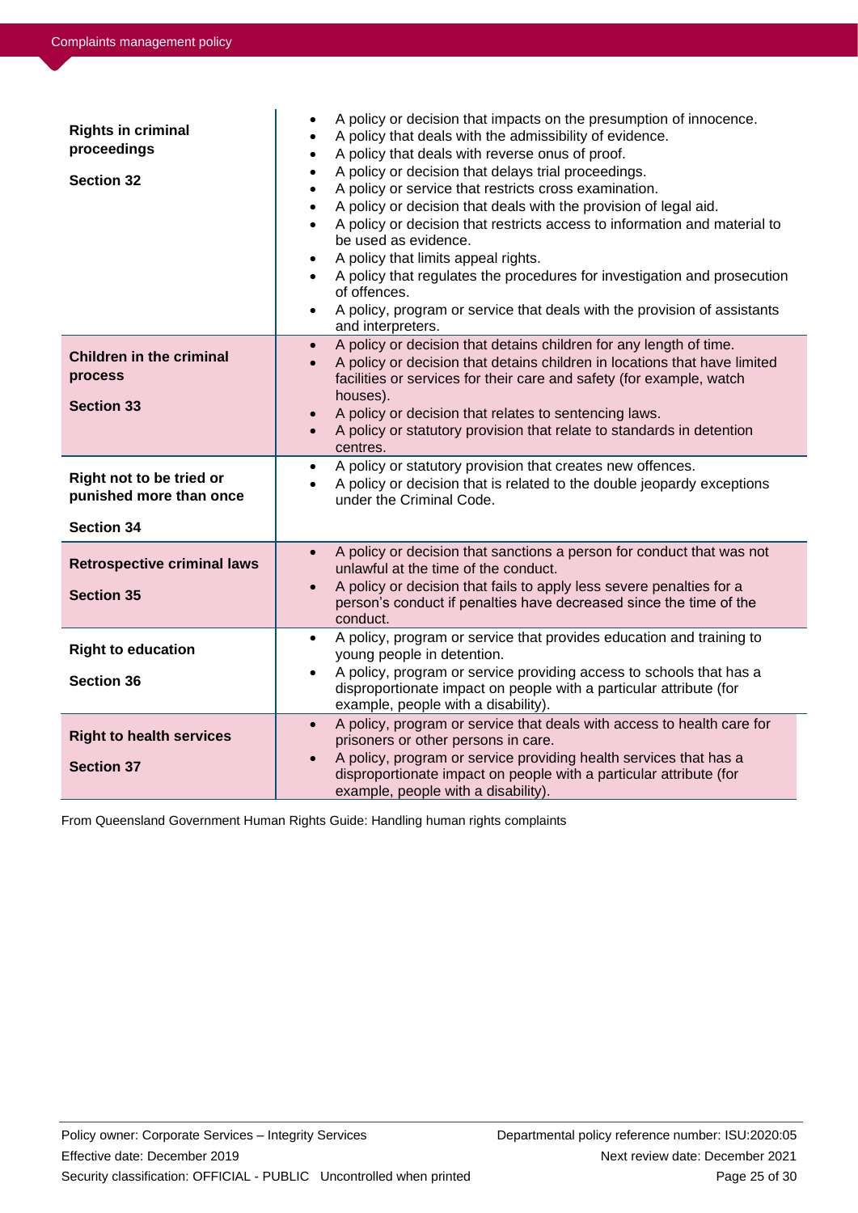| | |
|---|---|
| **Rights in criminal proceedings**<br><br>**Section 32** | • A policy or decision that impacts on the presumption of innocence.<br>• A policy that deals with the admissibility of evidence.<br>• A policy that deals with reverse onus of proof.<br>• A policy or decision that delays trial proceedings.<br>• A policy or service that restricts cross examination.<br>• A policy or decision that deals with the provision of legal aid.<br>• A policy or decision that restricts access to information and material to be used as evidence.<br>• A policy that limits appeal rights.<br>• A policy that regulates the procedures for investigation and prosecution of offences.<br>• A policy, program or service that deals with the provision of assistants and interpreters. |
| **Children in the criminal process**<br><br>**Section 33** | • A policy or decision that detains children for any length of time.<br>• A policy or decision that detains children in locations that have limited facilities or services for their care and safety (for example, watch houses).<br>• A policy or decision that relates to sentencing laws.<br>• A policy or statutory provision that relate to standards in detention centres. |
| **Right not to be tried or punished more than once**<br><br>**Section 34** | • A policy or statutory provision that creates new offences.<br>• A policy or decision that is related to the double jeopardy exceptions under the Criminal Code. |
| **Retrospective criminal laws**<br><br>**Section 35** | • A policy or decision that sanctions a person for conduct that was not unlawful at the time of the conduct.<br>• A policy or decision that fails to apply less severe penalties for a person's conduct if penalties have decreased since the time of the conduct. |
| **Right to education**<br><br>**Section 36** | • A policy, program or service that provides education and training to young people in detention.<br>• A policy, program or service providing access to schools that has a disproportionate impact on people with a particular attribute (for example, people with a disability). |
| **Right to health services**<br><br>**Section 37** | • A policy, program or service that deals with access to health care for prisoners or other persons in care.<br>• A policy, program or service providing health services that has a disproportionate impact on people with a particular attribute (for example, people with a disability). |

From Queensland Government Human Rights Guide: Handling human rights complaints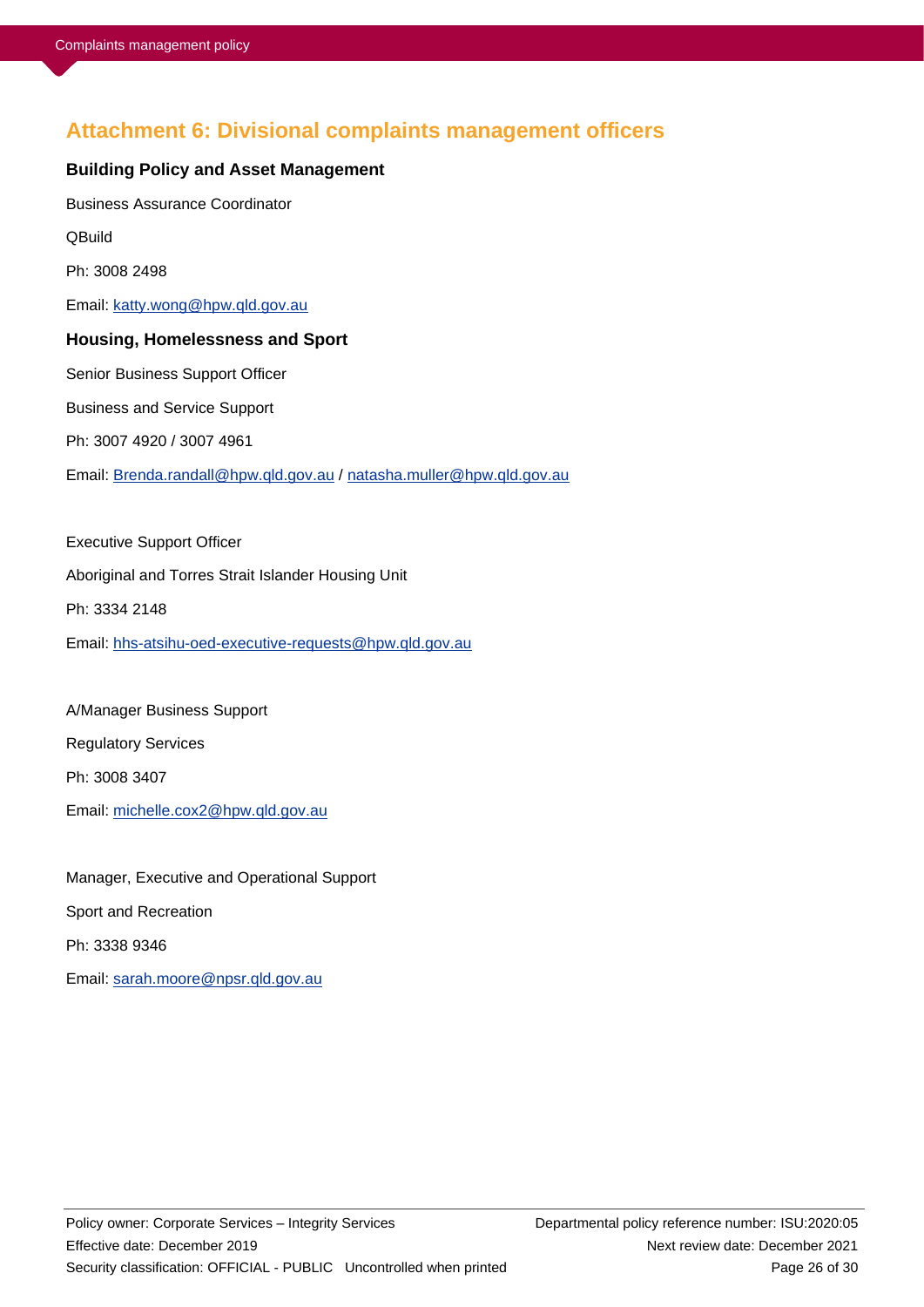## Attachment 6: Divisional complaints management officers

### Building Policy and Asset Management

Business Assurance Coordinator

QBuild

Ph: 3008 2498

Email: katty.wong@hpw.qld.gov.au

### Housing, Homelessness and Sport

Senior Business Support Officer

Business and Service Support

Ph: 3007 4920 / 3007 4961

Email: Brenda.randall@hpw.qld.gov.au / natasha.muller@hpw.qld.gov.au

Executive Support Officer

Aboriginal and Torres Strait Islander Housing Unit

Ph: 3334 2148

Email: hhs-atsihu-oed-executive-requests@hpw.qld.gov.au

A/Manager Business Support

Regulatory Services

Ph: 3008 3407

Email: michelle.cox2@hpw.qld.gov.au

Manager, Executive and Operational Support

Sport and Recreation

Ph: 3338 9346

Email: sarah.moore@npsr.qld.gov.au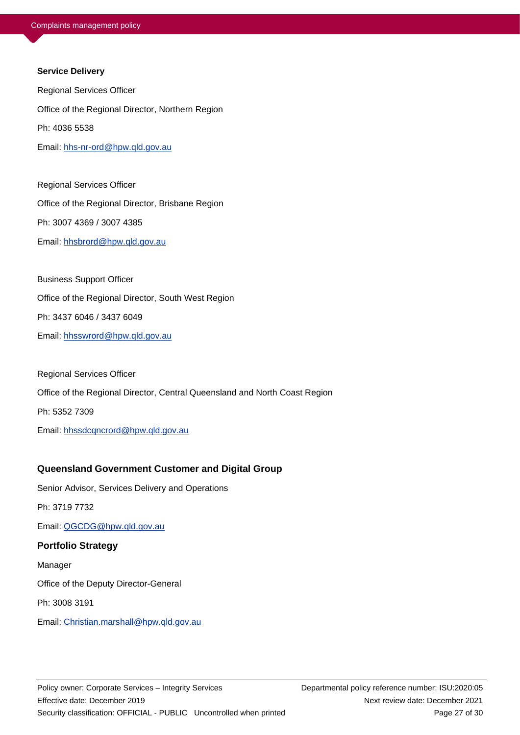**Service Delivery**

Regional Services Officer

Office of the Regional Director, Northern Region

Ph: 4036 5538

Email: hhs-nr-ord@hpw.qld.gov.au

Regional Services Officer

Office of the Regional Director, Brisbane Region

Ph: 3007 4369 / 3007 4385

Email: hhsbrord@hpw.qld.gov.au

Business Support Officer

Office of the Regional Director, South West Region

Ph: 3437 6046 / 3437 6049

Email: hhsswrord@hpw.qld.gov.au

Regional Services Officer

Office of the Regional Director, Central Queensland and North Coast Region

Ph: 5352 7309

Email: hhssdcqncrord@hpw.qld.gov.au

### Queensland Government Customer and Digital Group

Senior Advisor, Services Delivery and Operations

Ph: 3719 7732

Email: QGCDG@hpw.qld.gov.au

### Portfolio Strategy

Manager

Office of the Deputy Director-General

Ph: 3008 3191

Email: Christian.marshall@hpw.qld.gov.au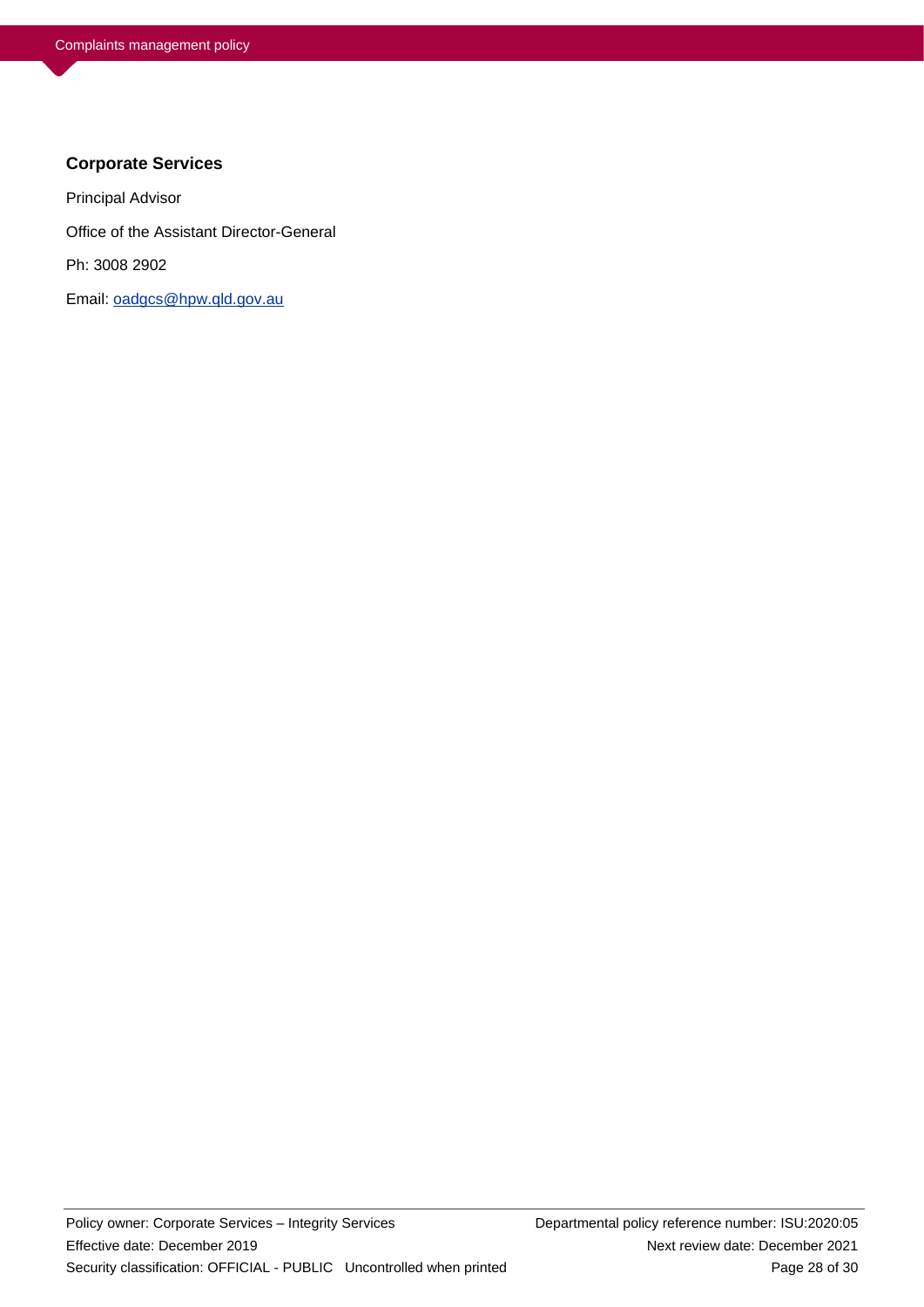**Corporate Services**

Principal Advisor

Office of the Assistant Director-General

Ph: 3008 2902

Email: oadgcs@hpw.qld.gov.au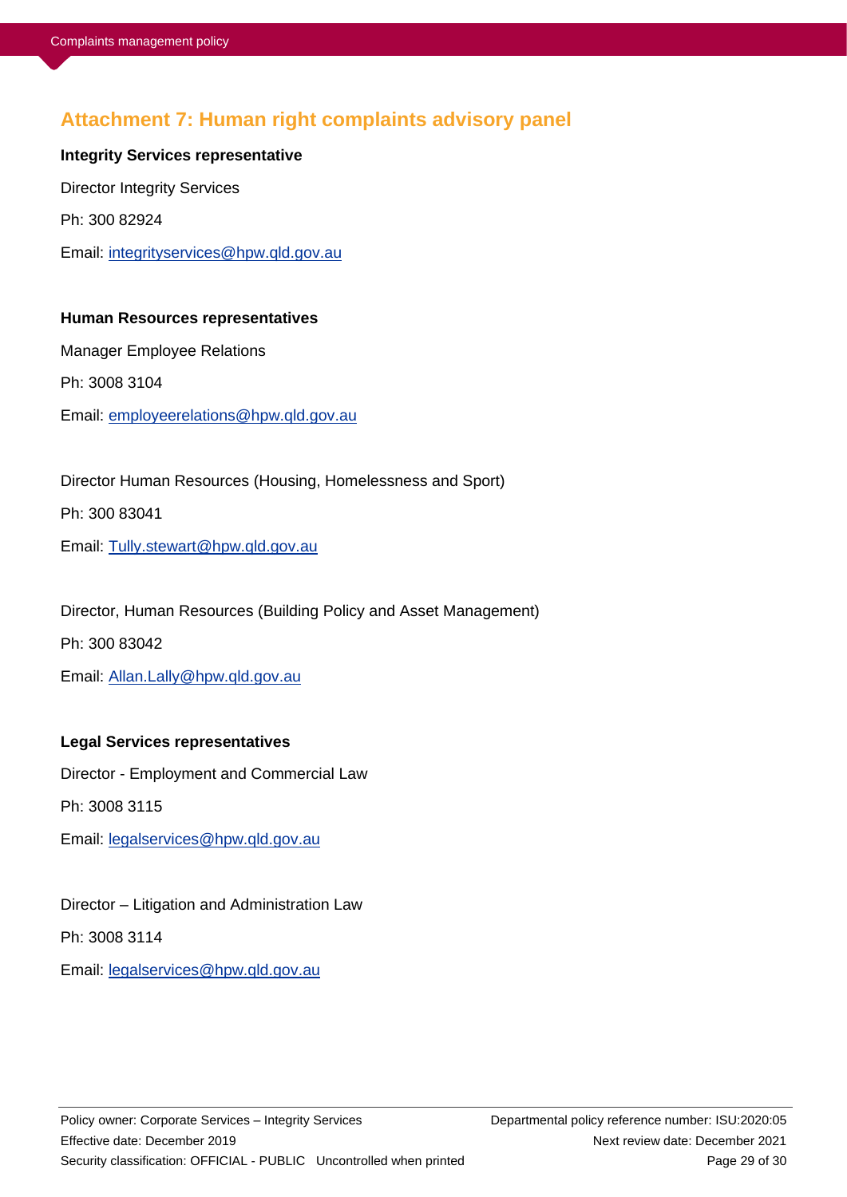## Attachment 7: Human right complaints advisory panel

**Integrity Services representative**

Director Integrity Services

Ph: 300 82924

Email: integrityservices@hpw.qld.gov.au

**Human Resources representatives**

Manager Employee Relations

Ph: 3008 3104

Email: employeerelations@hpw.qld.gov.au

Director Human Resources (Housing, Homelessness and Sport)

Ph: 300 83041

Email: Tully.stewart@hpw.qld.gov.au

Director, Human Resources (Building Policy and Asset Management)

Ph: 300 83042

Email: Allan.Lally@hpw.qld.gov.au

**Legal Services representatives**

Director - Employment and Commercial Law

Ph: 3008 3115

Email: legalservices@hpw.qld.gov.au

Director – Litigation and Administration Law

Ph: 3008 3114

Email: legalservices@hpw.qld.gov.au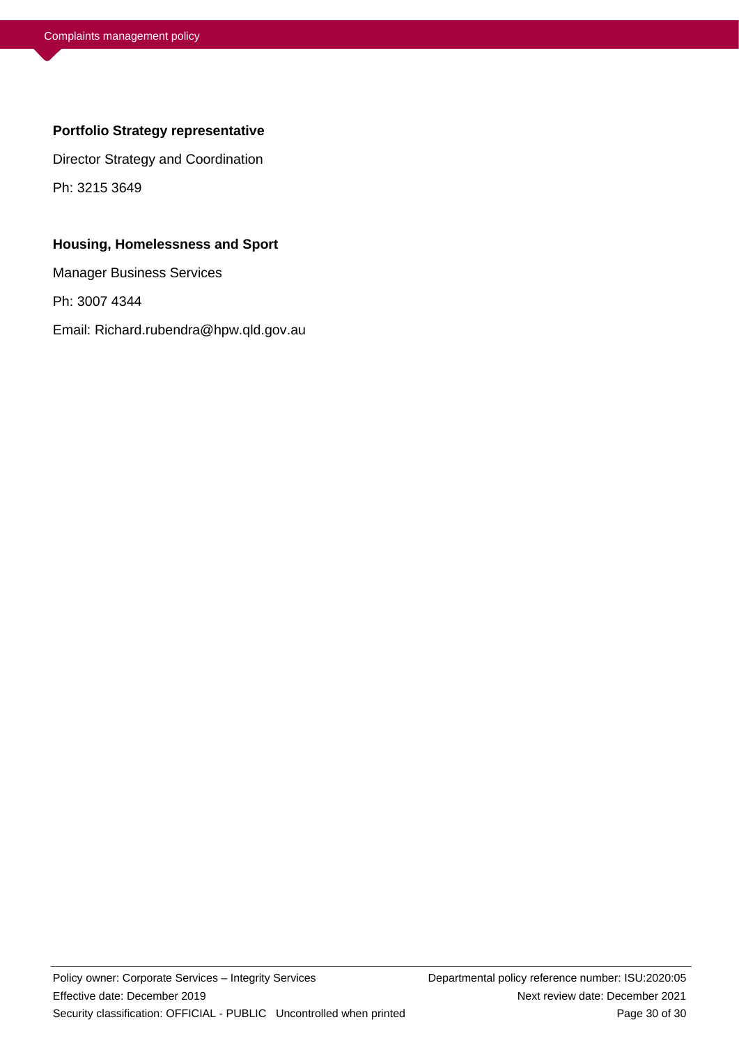**Portfolio Strategy representative**

Director Strategy and Coordination

Ph: 3215 3649

**Housing, Homelessness and Sport**

Manager Business Services

Ph: 3007 4344

Email: Richard.rubendra@hpw.qld.gov.au